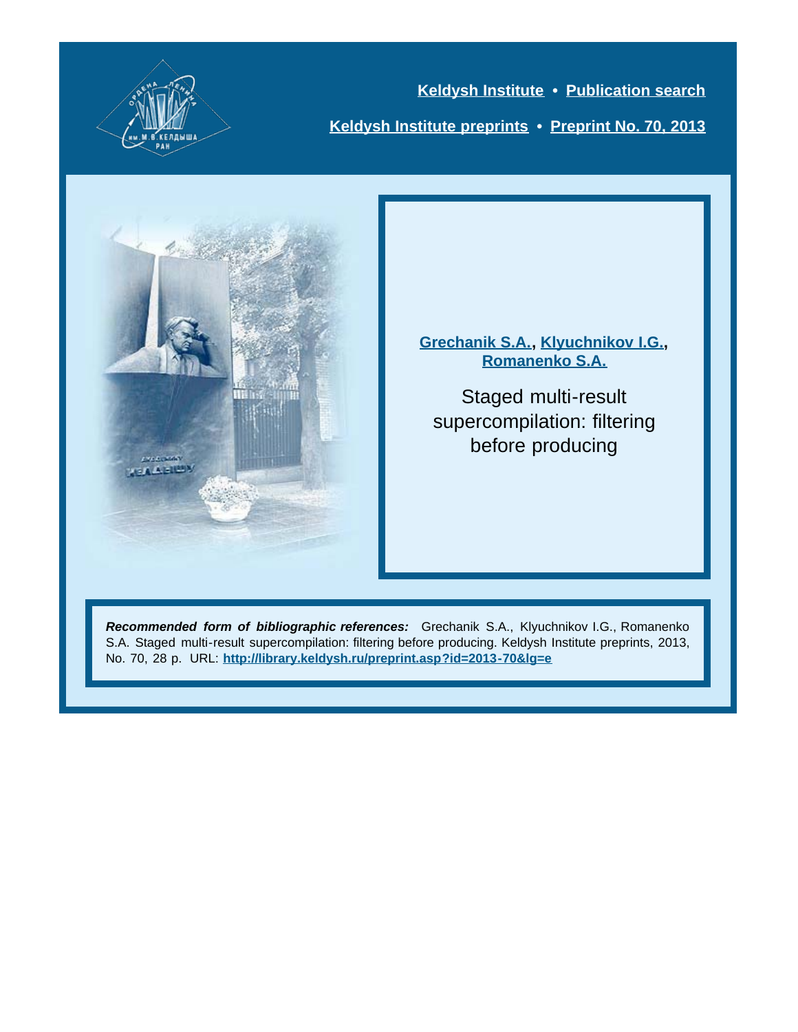**Keldysh Institute** • **Publication search**

**Keldysh Institute preprints** • **Preprint No. 70, 2013**

**Grechanik S.A.**, **Klyuchnikov I.G.**, **Romanenko S.A.**

# Staged multi-result supercompilation: filtering before producing

***Recommended form of bibliographic references:*** Grechanik S.A., Klyuchnikov I.G., Romanenko S.A. Staged multi-result supercompilation: filtering before producing. Keldysh Institute preprints, 2013, No. 70, 28 p. URL: **http://library.keldysh.ru/preprint.asp?id=2013-70&lg=e**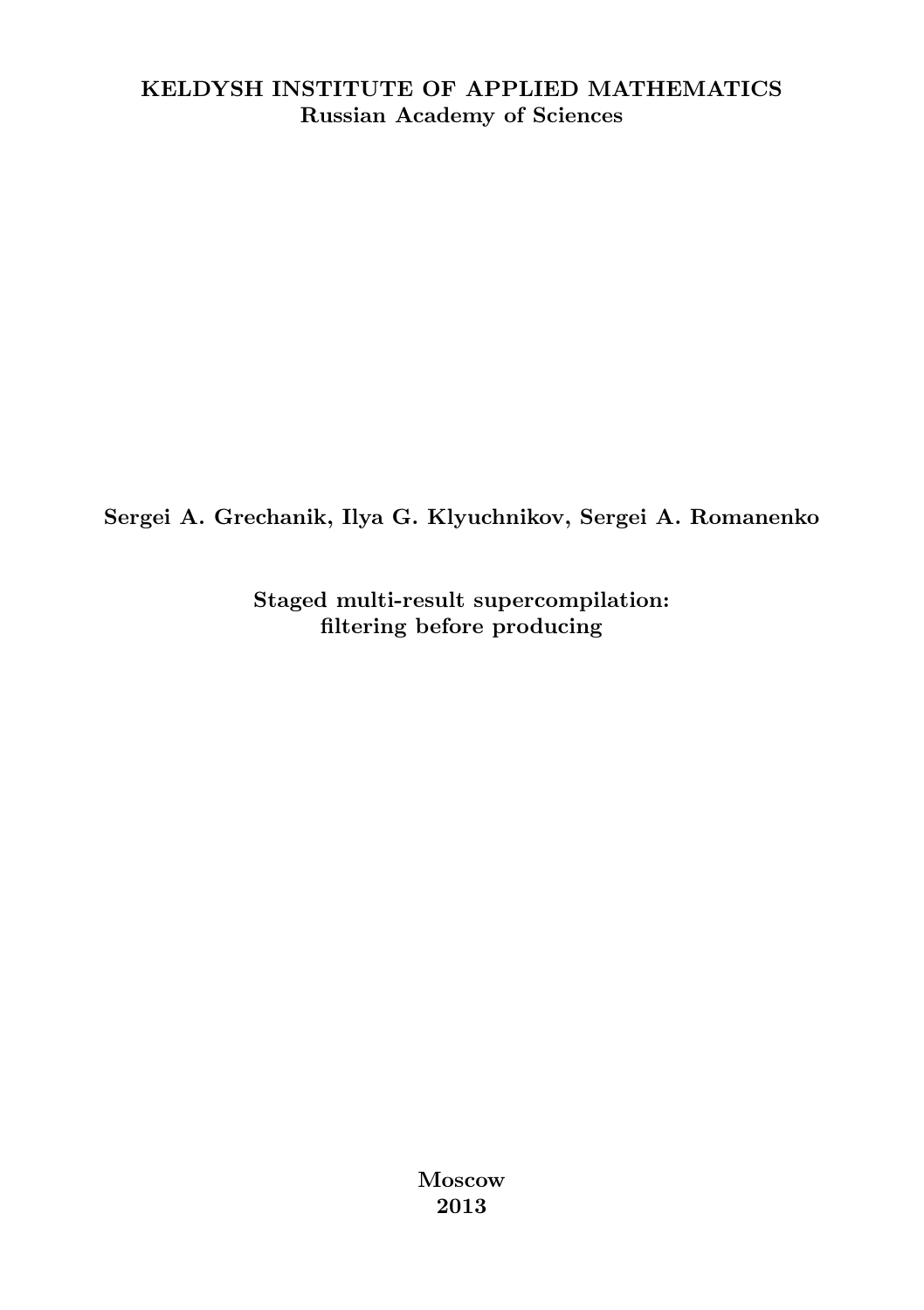**KELDYSH INSTITUTE OF APPLIED MATHEMATICS**
**Russian Academy of Sciences**

**Sergei A. Grechanik, Ilya G. Klyuchnikov, Sergei A. Romanenko**

# Staged multi-result supercompilation: filtering before producing

**Moscow**
**2013**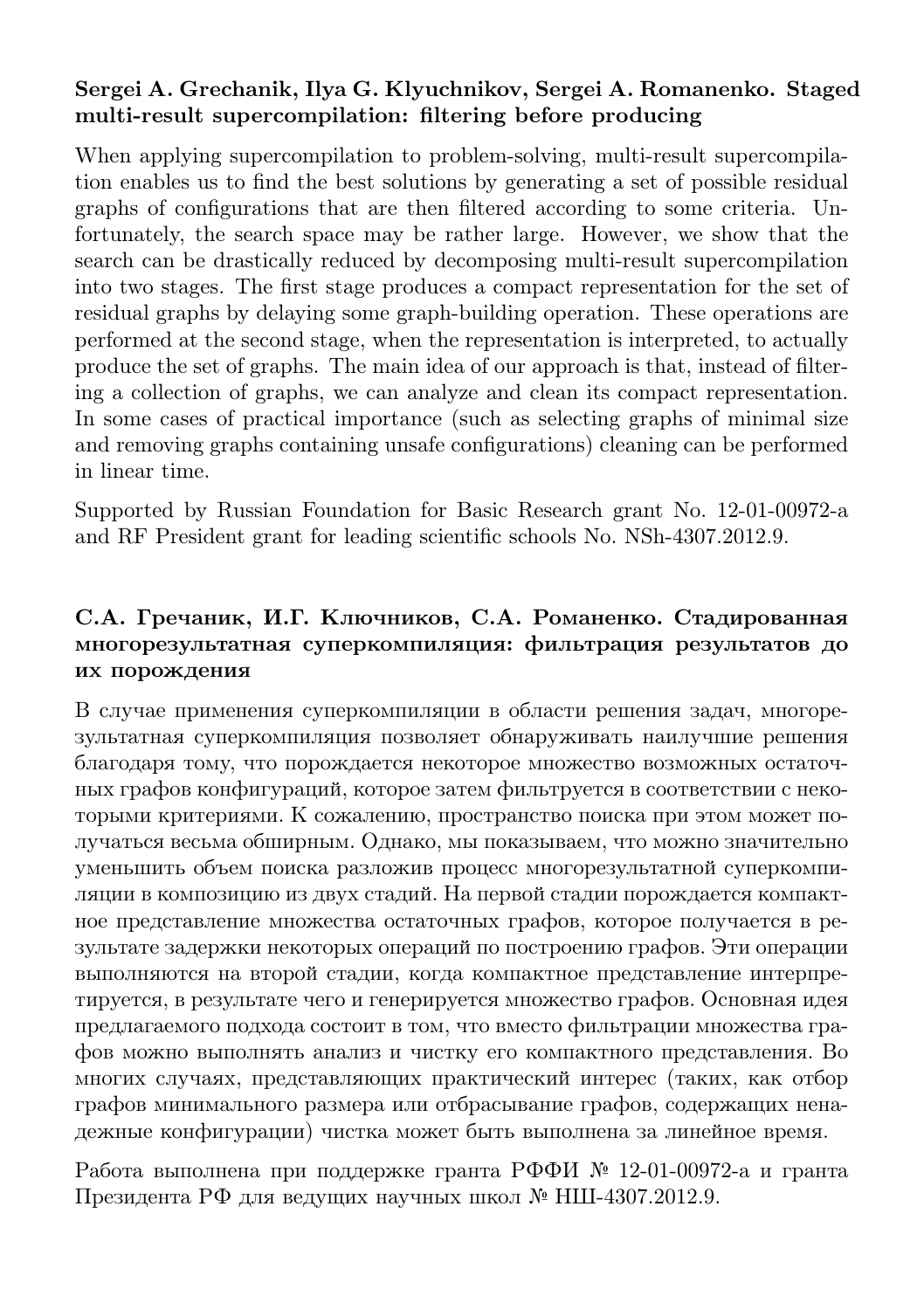**Sergei A. Grechanik, Ilya G. Klyuchnikov, Sergei A. Romanenko. Staged multi-result supercompilation: filtering before producing**

When applying supercompilation to problem-solving, multi-result supercompilation enables us to find the best solutions by generating a set of possible residual graphs of configurations that are then filtered according to some criteria. Unfortunately, the search space may be rather large. However, we show that the search can be drastically reduced by decomposing multi-result supercompilation into two stages. The first stage produces a compact representation for the set of residual graphs by delaying some graph-building operation. These operations are performed at the second stage, when the representation is interpreted, to actually produce the set of graphs. The main idea of our approach is that, instead of filtering a collection of graphs, we can analyze and clean its compact representation. In some cases of practical importance (such as selecting graphs of minimal size and removing graphs containing unsafe configurations) cleaning can be performed in linear time.

Supported by Russian Foundation for Basic Research grant No. 12-01-00972-a and RF President grant for leading scientific schools No. NSh-4307.2012.9.

**С.А. Гречаник, И.Г. Ключников, С.А. Романенко. Стадированная многорезультатная суперкомпиляция: фильтрация результатов до их порождения**

В случае применения суперкомпиляции в области решения задач, многорезультатная суперкомпиляция позволяет обнаруживать наилучшие решения благодаря тому, что порождается некоторое множество возможных остаточных графов конфигураций, которое затем фильтруется в соответствии с некоторыми критериями. К сожалению, пространство поиска при этом может получаться весьма обширным. Однако, мы показываем, что можно значительно уменьшить объем поиска разложив процесс многорезультатной суперкомпиляции в композицию из двух стадий. На первой стадии порождается компактное представление множества остаточных графов, которое получается в результате задержки некоторых операций по построению графов. Эти операции выполняются на второй стадии, когда компактное представление интерпретируется, в результате чего и генерируется множество графов. Основная идея предлагаемого подхода состоит в том, что вместо фильтрации множества графов можно выполнять анализ и чистку его компактного представления. Во многих случаях, представляющих практический интерес (таких, как отбор графов минимального размера или отбрасывание графов, содержащих ненадежные конфигурации) чистка может быть выполнена за линейное время.

Работа выполнена при поддержке гранта РФФИ № 12-01-00972-а и гранта Президента РФ для ведущих научных школ № НШ-4307.2012.9.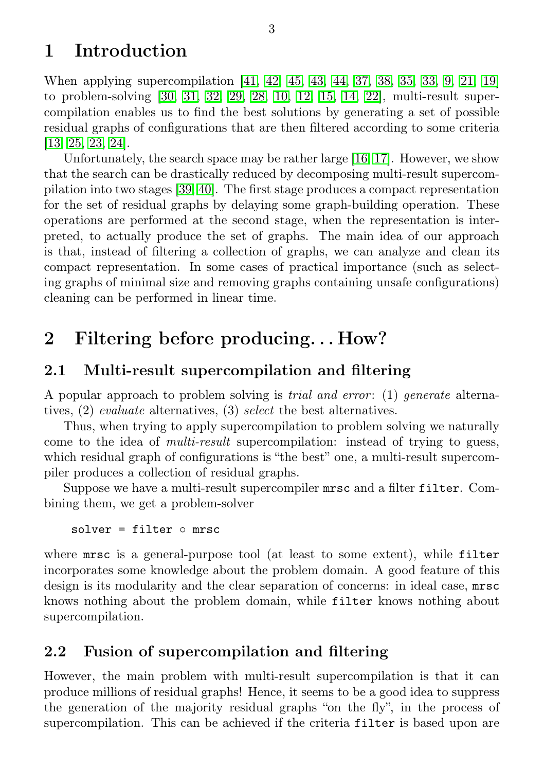# 1 Introduction

When applying supercompilation [41, 42, 45, 43, 44, 37, 38, 35, 33, 9, 21, 19] to problem-solving [30, 31, 32, 29, 28, 10, 12, 15, 14, 22], multi-result supercompilation enables us to find the best solutions by generating a set of possible residual graphs of configurations that are then filtered according to some criteria [13, 25, 23, 24].

Unfortunately, the search space may be rather large [16, 17]. However, we show that the search can be drastically reduced by decomposing multi-result supercompilation into two stages [39, 40]. The first stage produces a compact representation for the set of residual graphs by delaying some graph-building operation. These operations are performed at the second stage, when the representation is interpreted, to actually produce the set of graphs. The main idea of our approach is that, instead of filtering a collection of graphs, we can analyze and clean its compact representation. In some cases of practical importance (such as selecting graphs of minimal size and removing graphs containing unsafe configurations) cleaning can be performed in linear time.

# 2 Filtering before producing... How?

## 2.1 Multi-result supercompilation and filtering

A popular approach to problem solving is *trial and error*: (1) *generate* alternatives, (2) *evaluate* alternatives, (3) *select* the best alternatives.

Thus, when trying to apply supercompilation to problem solving we naturally come to the idea of *multi-result* supercompilation: instead of trying to guess, which residual graph of configurations is "the best" one, a multi-result supercompiler produces a collection of residual graphs.

Suppose we have a multi-result supercompiler `mrsc` and a filter `filter`. Combining them, we get a problem-solver

```
solver = filter ∘ mrsc
```

where `mrsc` is a general-purpose tool (at least to some extent), while `filter` incorporates some knowledge about the problem domain. A good feature of this design is its modularity and the clear separation of concerns: in ideal case, `mrsc` knows nothing about the problem domain, while `filter` knows nothing about supercompilation.

## 2.2 Fusion of supercompilation and filtering

However, the main problem with multi-result supercompilation is that it can produce millions of residual graphs! Hence, it seems to be a good idea to suppress the generation of the majority residual graphs "on the fly", in the process of supercompilation. This can be achieved if the criteria `filter` is based upon are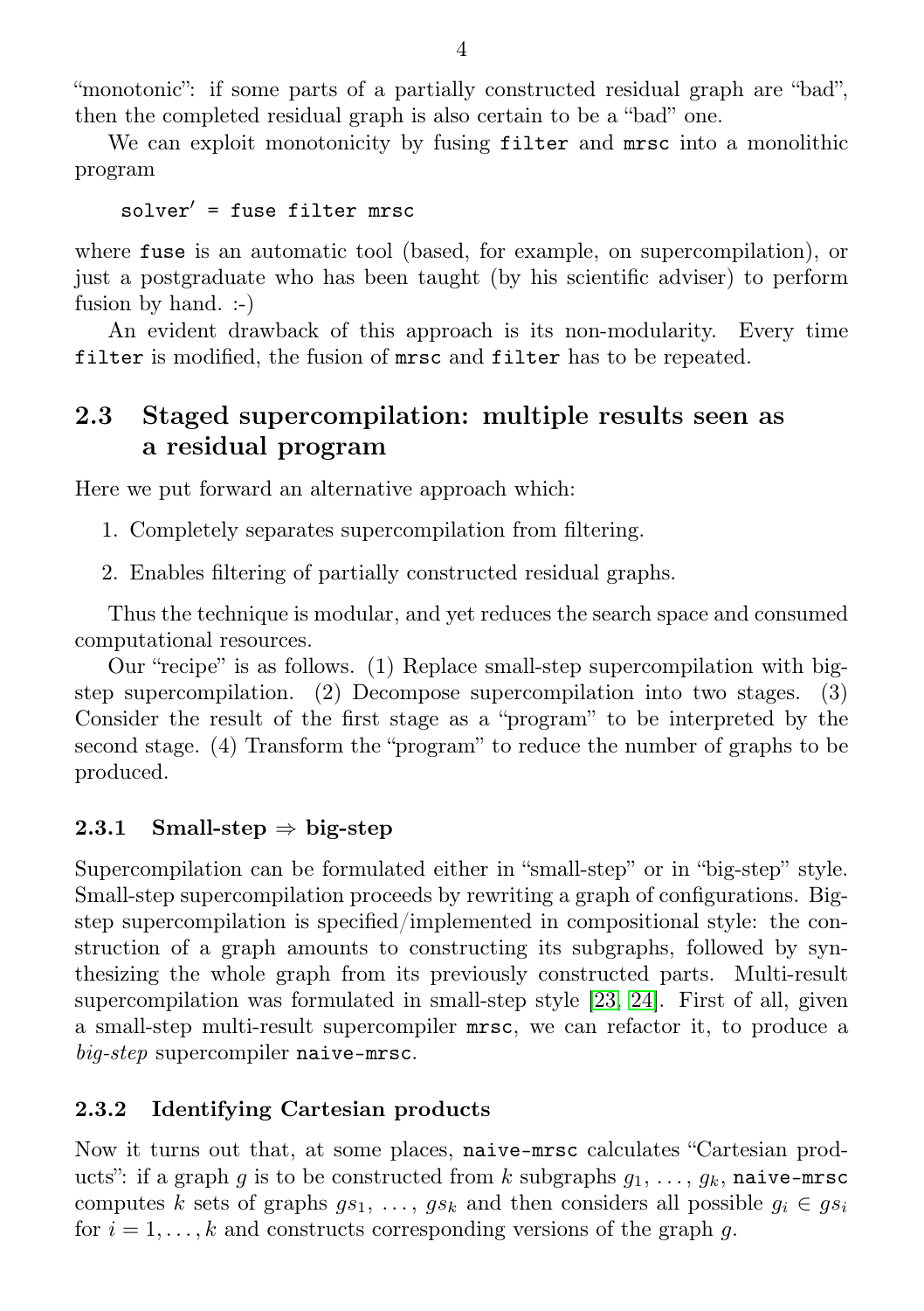"monotonic": if some parts of a partially constructed residual graph are "bad", then the completed residual graph is also certain to be a "bad" one.

We can exploit monotonicity by fusing `filter` and `mrsc` into a monolithic program

```
solver′ = fuse filter mrsc
```

where `fuse` is an automatic tool (based, for example, on supercompilation), or just a postgraduate who has been taught (by his scientific adviser) to perform fusion by hand. :-)

An evident drawback of this approach is its non-modularity. Every time `filter` is modified, the fusion of `mrsc` and `filter` has to be repeated.

## 2.3 Staged supercompilation: multiple results seen as a residual program

Here we put forward an alternative approach which:

1. Completely separates supercompilation from filtering.
2. Enables filtering of partially constructed residual graphs.

Thus the technique is modular, and yet reduces the search space and consumed computational resources.

Our "recipe" is as follows. (1) Replace small-step supercompilation with big-step supercompilation. (2) Decompose supercompilation into two stages. (3) Consider the result of the first stage as a "program" to be interpreted by the second stage. (4) Transform the "program" to reduce the number of graphs to be produced.

### 2.3.1 Small-step ⇒ big-step

Supercompilation can be formulated either in "small-step" or in "big-step" style. Small-step supercompilation proceeds by rewriting a graph of configurations. Big-step supercompilation is specified/implemented in compositional style: the construction of a graph amounts to constructing its subgraphs, followed by synthesizing the whole graph from its previously constructed parts. Multi-result supercompilation was formulated in small-step style [23, 24]. First of all, given a small-step multi-result supercompiler `mrsc`, we can refactor it, to produce a *big-step* supercompiler `naive-mrsc`.

### 2.3.2 Identifying Cartesian products

Now it turns out that, at some places, `naive-mrsc` calculates "Cartesian products": if a graph $g$ is to be constructed from $k$ subgraphs $g_1, \ldots, g_k$, `naive-mrsc` computes $k$ sets of graphs $gs_1, \ldots, gs_k$ and then considers all possible $g_i \in gs_i$ for $i = 1, \ldots, k$ and constructs corresponding versions of the graph $g$.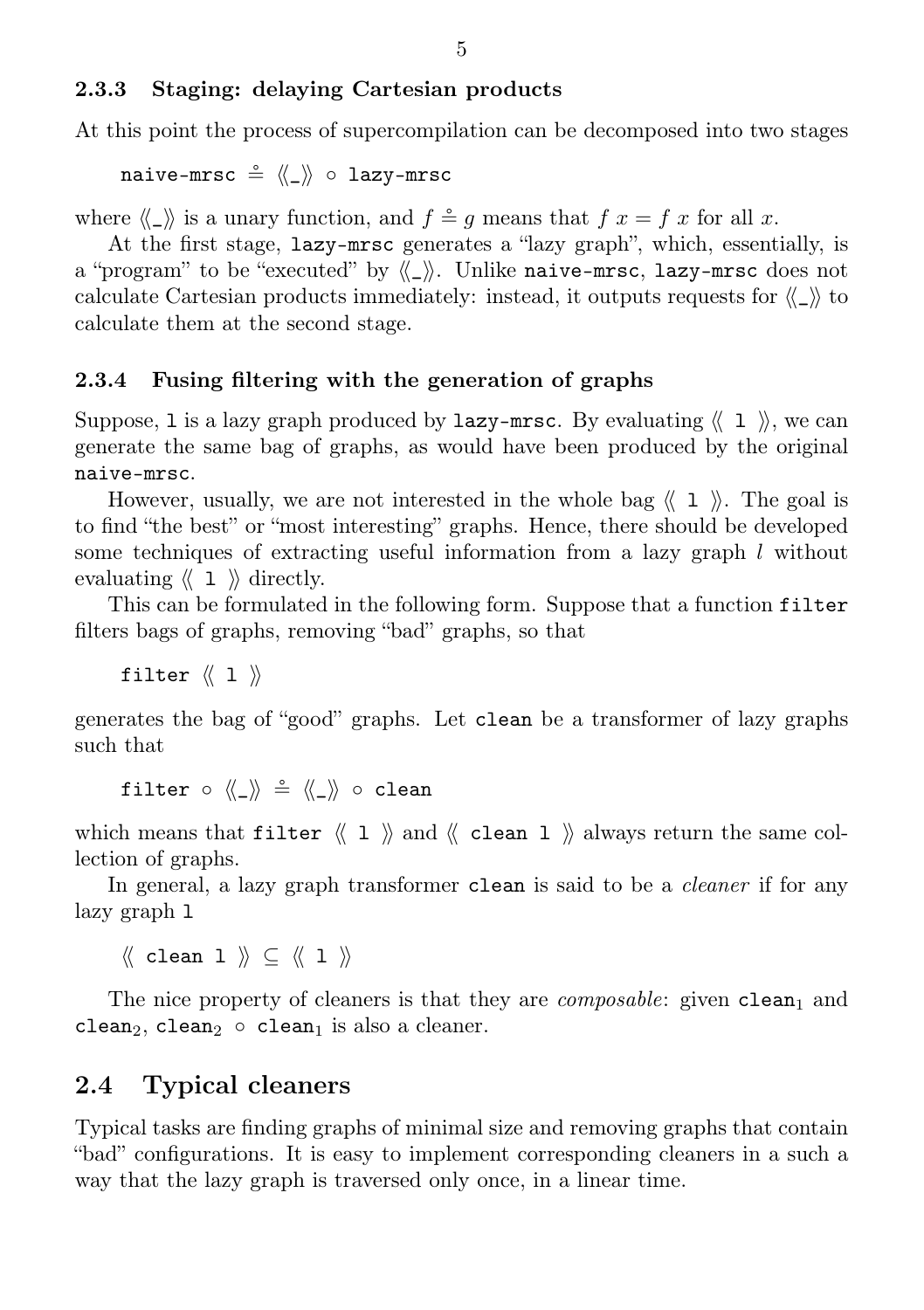### 2.3.3 Staging: delaying Cartesian products

At this point the process of supercompilation can be decomposed into two stages

```
naive-mrsc ≗ ⟪_⟫ ∘ lazy-mrsc
```

where ⟪_⟫ is a unary function, and $f \mathrel{\mathring{=}} g$ means that $f\ x = f\ x$ for all $x$.

At the first stage, `lazy-mrsc` generates a "lazy graph", which, essentially, is a "program" to be "executed" by ⟪_⟫. Unlike `naive-mrsc`, `lazy-mrsc` does not calculate Cartesian products immediately: instead, it outputs requests for ⟪_⟫ to calculate them at the second stage.

### 2.3.4 Fusing filtering with the generation of graphs

Suppose, `l` is a lazy graph produced by `lazy-mrsc`. By evaluating ⟪ `l` ⟫, we can generate the same bag of graphs, as would have been produced by the original `naive-mrsc`.

However, usually, we are not interested in the whole bag ⟪ `l` ⟫. The goal is to find "the best" or "most interesting" graphs. Hence, there should be developed some techniques of extracting useful information from a lazy graph $l$ without evaluating ⟪ `l` ⟫ directly.

This can be formulated in the following form. Suppose that a function `filter` filters bags of graphs, removing "bad" graphs, so that

```
filter ⟪ l ⟫
```

generates the bag of "good" graphs. Let `clean` be a transformer of lazy graphs such that

```
filter ∘ ⟪_⟫ ≗ ⟪_⟫ ∘ clean
```

which means that `filter` ⟪ `l` ⟫ and ⟪ `clean l` ⟫ always return the same collection of graphs.

In general, a lazy graph transformer `clean` is said to be a *cleaner* if for any lazy graph `l`

```
⟪ clean l ⟫ ⊆ ⟪ l ⟫
```

The nice property of cleaners is that they are *composable*: given $\texttt{clean}_1$ and $\texttt{clean}_2$, $\texttt{clean}_2 \circ \texttt{clean}_1$ is also a cleaner.

## 2.4 Typical cleaners

Typical tasks are finding graphs of minimal size and removing graphs that contain "bad" configurations. It is easy to implement corresponding cleaners in a such a way that the lazy graph is traversed only once, in a linear time.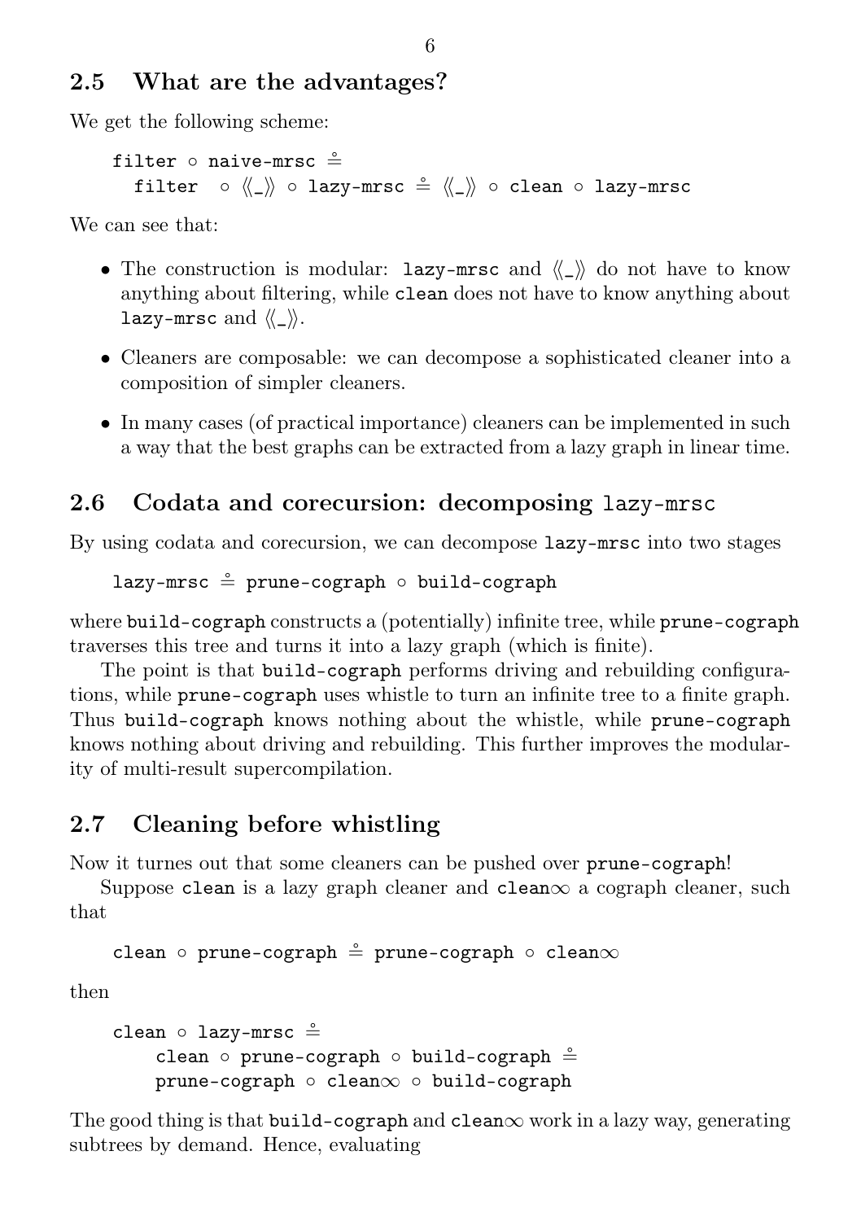## 2.5 What are the advantages?

We get the following scheme:

```
filter ∘ naive-mrsc ≗
  filter  ∘ ⟪_⟫ ∘ lazy-mrsc ≗ ⟪_⟫ ∘ clean ∘ lazy-mrsc
```

We can see that:

- The construction is modular: `lazy-mrsc` and ⟪_⟫ do not have to know anything about filtering, while `clean` does not have to know anything about `lazy-mrsc` and ⟪_⟫.
- Cleaners are composable: we can decompose a sophisticated cleaner into a composition of simpler cleaners.
- In many cases (of practical importance) cleaners can be implemented in such a way that the best graphs can be extracted from a lazy graph in linear time.

## 2.6 Codata and corecursion: decomposing lazy-mrsc

By using codata and corecursion, we can decompose `lazy-mrsc` into two stages

```
lazy-mrsc ≗ prune-cograph ∘ build-cograph
```

where `build-cograph` constructs a (potentially) infinite tree, while `prune-cograph` traverses this tree and turns it into a lazy graph (which is finite).

The point is that `build-cograph` performs driving and rebuilding configurations, while `prune-cograph` uses whistle to turn an infinite tree to a finite graph. Thus `build-cograph` knows nothing about the whistle, while `prune-cograph` knows nothing about driving and rebuilding. This further improves the modularity of multi-result supercompilation.

## 2.7 Cleaning before whistling

Now it turnes out that some cleaners can be pushed over `prune-cograph`!

Suppose `clean` is a lazy graph cleaner and `clean∞` a cograph cleaner, such that

```
clean ∘ prune-cograph ≗ prune-cograph ∘ clean∞
```

then

```
clean ∘ lazy-mrsc ≗
    clean ∘ prune-cograph ∘ build-cograph ≗
    prune-cograph ∘ clean∞ ∘ build-cograph
```

The good thing is that `build-cograph` and `clean∞` work in a lazy way, generating subtrees by demand. Hence, evaluating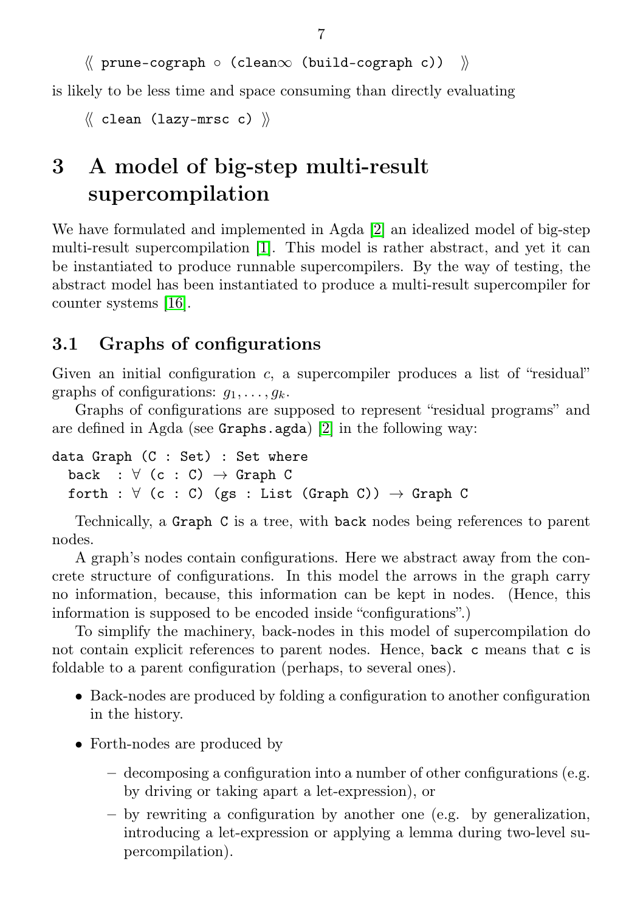⟪ prune-cograph ∘ (clean∞ (build-cograph c)) ⟫

is likely to be less time and space consuming than directly evaluating

⟪ clean (lazy-mrsc c) ⟫

# 3 A model of big-step multi-result supercompilation

We have formulated and implemented in Agda [2] an idealized model of big-step multi-result supercompilation [1]. This model is rather abstract, and yet it can be instantiated to produce runnable supercompilers. By the way of testing, the abstract model has been instantiated to produce a multi-result supercompiler for counter systems [16].

## 3.1 Graphs of configurations

Given an initial configuration $c$, a supercompiler produces a list of "residual" graphs of configurations: $g_1, \ldots, g_k$.

Graphs of configurations are supposed to represent "residual programs" and are defined in Agda (see `Graphs.agda`) [2] in the following way:

```
data Graph (C : Set) : Set where
  back  : ∀ (c : C) → Graph C
  forth : ∀ (c : C) (gs : List (Graph C)) → Graph C
```

Technically, a `Graph C` is a tree, with `back` nodes being references to parent nodes.

A graph's nodes contain configurations. Here we abstract away from the concrete structure of configurations. In this model the arrows in the graph carry no information, because, this information can be kept in nodes. (Hence, this information is supposed to be encoded inside "configurations".)

To simplify the machinery, back-nodes in this model of supercompilation do not contain explicit references to parent nodes. Hence, `back c` means that `c` is foldable to a parent configuration (perhaps, to several ones).

- Back-nodes are produced by folding a configuration to another configuration in the history.
- Forth-nodes are produced by
  - decomposing a configuration into a number of other configurations (e.g. by driving or taking apart a let-expression), or
  - by rewriting a configuration by another one (e.g. by generalization, introducing a let-expression or applying a lemma during two-level supercompilation).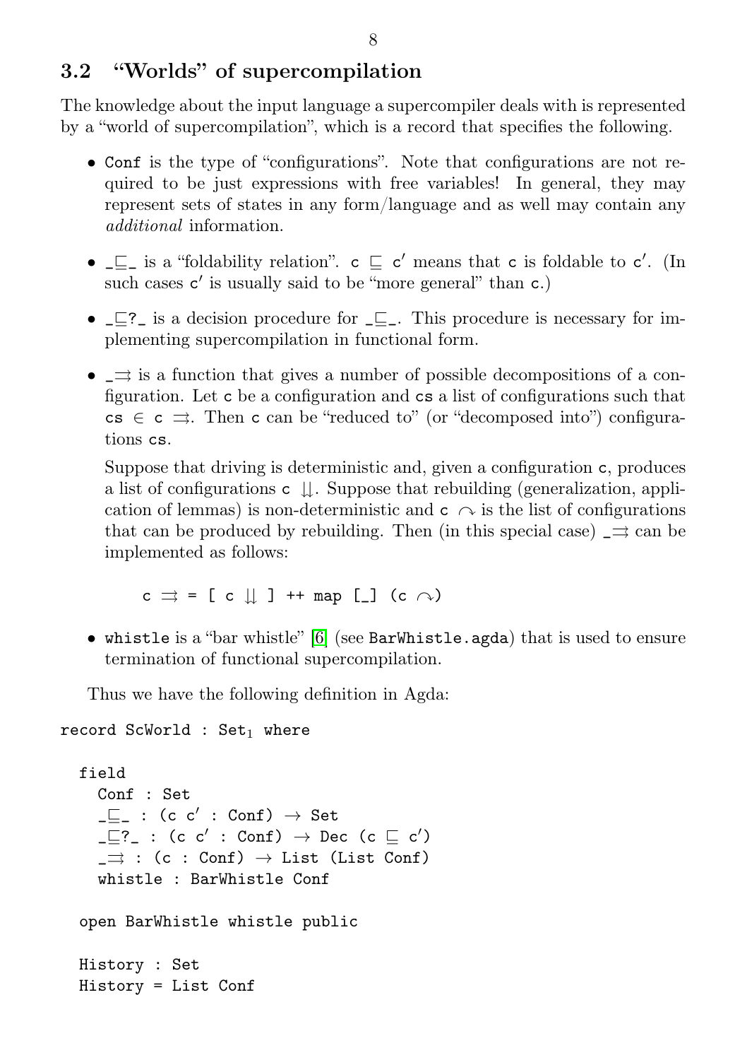## 3.2 "Worlds" of supercompilation

The knowledge about the input language a supercompiler deals with is represented by a "world of supercompilation", which is a record that specifies the following.

- `Conf` is the type of "configurations". Note that configurations are not required to be just expressions with free variables! In general, they may represent sets of states in any form/language and as well may contain any *additional* information.

- `_⊑_` is a "foldability relation". `c ⊑ c′` means that `c` is foldable to `c′`. (In such cases `c′` is usually said to be "more general" than `c`.)

- `_⊑?_` is a decision procedure for `_⊑_`. This procedure is necessary for implementing supercompilation in functional form.

- `_⇉` is a function that gives a number of possible decompositions of a configuration. Let `c` be a configuration and `cs` a list of configurations such that `cs ∈ c ⇉`. Then `c` can be "reduced to" (or "decomposed into") configurations `cs`.

  Suppose that driving is deterministic and, given a configuration `c`, produces a list of configurations `c ⇊`. Suppose that rebuilding (generalization, application of lemmas) is non-deterministic and `c ↷` is the list of configurations that can be produced by rebuilding. Then (in this special case) `_⇉` can be implemented as follows:

  ```
  c ⇉ = [ c ⇊ ] ++ map [_] (c ↷)
  ```

- `whistle` is a "bar whistle" [6] (see `BarWhistle.agda`) that is used to ensure termination of functional supercompilation.

Thus we have the following definition in Agda:

```
record ScWorld : Set₁ where

  field
    Conf : Set
    _⊑_ : (c c′ : Conf) → Set
    _⊑?_ : (c c′ : Conf) → Dec (c ⊑ c′)
    _⇉ : (c : Conf) → List (List Conf)
    whistle : BarWhistle Conf

  open BarWhistle whistle public

  History : Set
  History = List Conf
```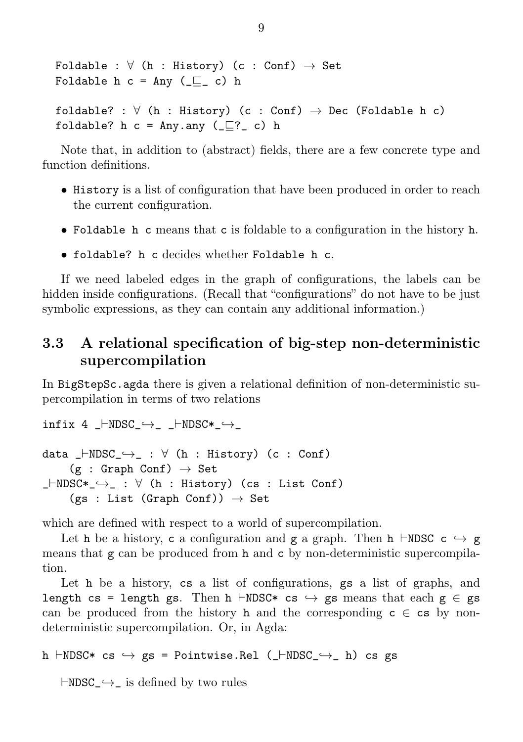```
Foldable : ∀ (h : History) (c : Conf) → Set
Foldable h c = Any (_⊑_ c) h

foldable? : ∀ (h : History) (c : Conf) → Dec (Foldable h c)
foldable? h c = Any.any (_⊑?_ c) h
```

Note that, in addition to (abstract) fields, there are a few concrete type and function definitions.

- `History` is a list of configuration that have been produced in order to reach the current configuration.
- `Foldable h c` means that `c` is foldable to a configuration in the history `h`.
- `foldable? h c` decides whether `Foldable h c`.

If we need labeled edges in the graph of configurations, the labels can be hidden inside configurations. (Recall that "configurations" do not have to be just symbolic expressions, as they can contain any additional information.)

## 3.3 A relational specification of big-step non-deterministic supercompilation

In `BigStepSc.agda` there is given a relational definition of non-deterministic supercompilation in terms of two relations

```
infix 4 _⊢NDSC_↪_ _⊢NDSC*_↪_

data _⊢NDSC_↪_ : ∀ (h : History) (c : Conf)
    (g : Graph Conf) → Set
_⊢NDSC*_↪_ : ∀ (h : History) (cs : List Conf)
    (gs : List (Graph Conf)) → Set
```

which are defined with respect to a world of supercompilation.

Let `h` be a history, `c` a configuration and `g` a graph. Then `h ⊢NDSC c ↪ g` means that `g` can be produced from `h` and `c` by non-deterministic supercompilation.

Let `h` be a history, `cs` a list of configurations, `gs` a list of graphs, and `length cs = length gs`. Then `h ⊢NDSC* cs ↪ gs` means that each `g ∈ gs` can be produced from the history `h` and the corresponding `c ∈ cs` by non-deterministic supercompilation. Or, in Agda:

```
h ⊢NDSC* cs ↪ gs = Pointwise.Rel (_⊢NDSC_↪_ h) cs gs
```

`⊢NDSC_↪_` is defined by two rules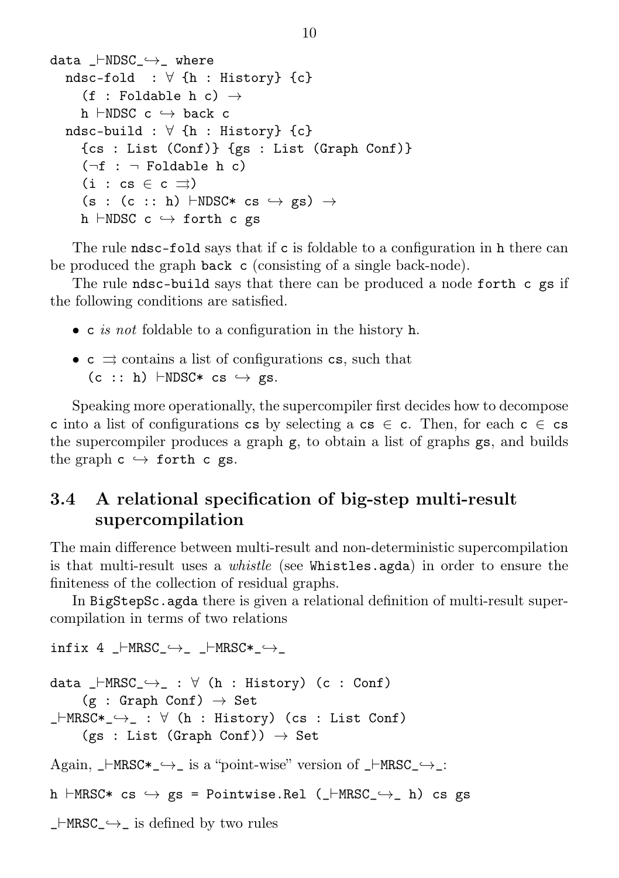```
data _⊢NDSC_↪_ where
  ndsc-fold  : ∀ {h : History} {c}
    (f : Foldable h c) →
    h ⊢NDSC c ↪ back c
  ndsc-build : ∀ {h : History} {c}
    {cs : List (Conf)} {gs : List (Graph Conf)}
    (¬f : ¬ Foldable h c)
    (i : cs ∈ c ⇉)
    (s : (c :: h) ⊢NDSC* cs ↪ gs) →
    h ⊢NDSC c ↪ forth c gs
```

The rule `ndsc-fold` says that if `c` is foldable to a configuration in `h` there can be produced the graph `back c` (consisting of a single back-node).

The rule `ndsc-build` says that there can be produced a node `forth c gs` if the following conditions are satisfied.

- `c` *is not* foldable to a configuration in the history `h`.
- `c ⇉` contains a list of configurations `cs`, such that `(c :: h) ⊢NDSC* cs ↪ gs`.

Speaking more operationally, the supercompiler first decides how to decompose `c` into a list of configurations `cs` by selecting a `cs ∈ c`. Then, for each `c ∈ cs` the supercompiler produces a graph `g`, to obtain a list of graphs `gs`, and builds the graph `c ↪ forth c gs`.

## 3.4 A relational specification of big-step multi-result supercompilation

The main difference between multi-result and non-deterministic supercompilation is that multi-result uses a *whistle* (see `Whistles.agda`) in order to ensure the finiteness of the collection of residual graphs.

In `BigStepSc.agda` there is given a relational definition of multi-result supercompilation in terms of two relations

```
infix 4 _⊢MRSC_↪_ _⊢MRSC*_↪_

data _⊢MRSC_↪_ : ∀ (h : History) (c : Conf)
    (g : Graph Conf) → Set
_⊢MRSC*_↪_ : ∀ (h : History) (cs : List Conf)
    (gs : List (Graph Conf)) → Set
```

Again, `_⊢MRSC*_↪_` is a "point-wise" version of `_⊢MRSC_↪_`:

```
h ⊢MRSC* cs ↪ gs = Pointwise.Rel (_⊢MRSC_↪_ h) cs gs
```

`_⊢MRSC_↪_` is defined by two rules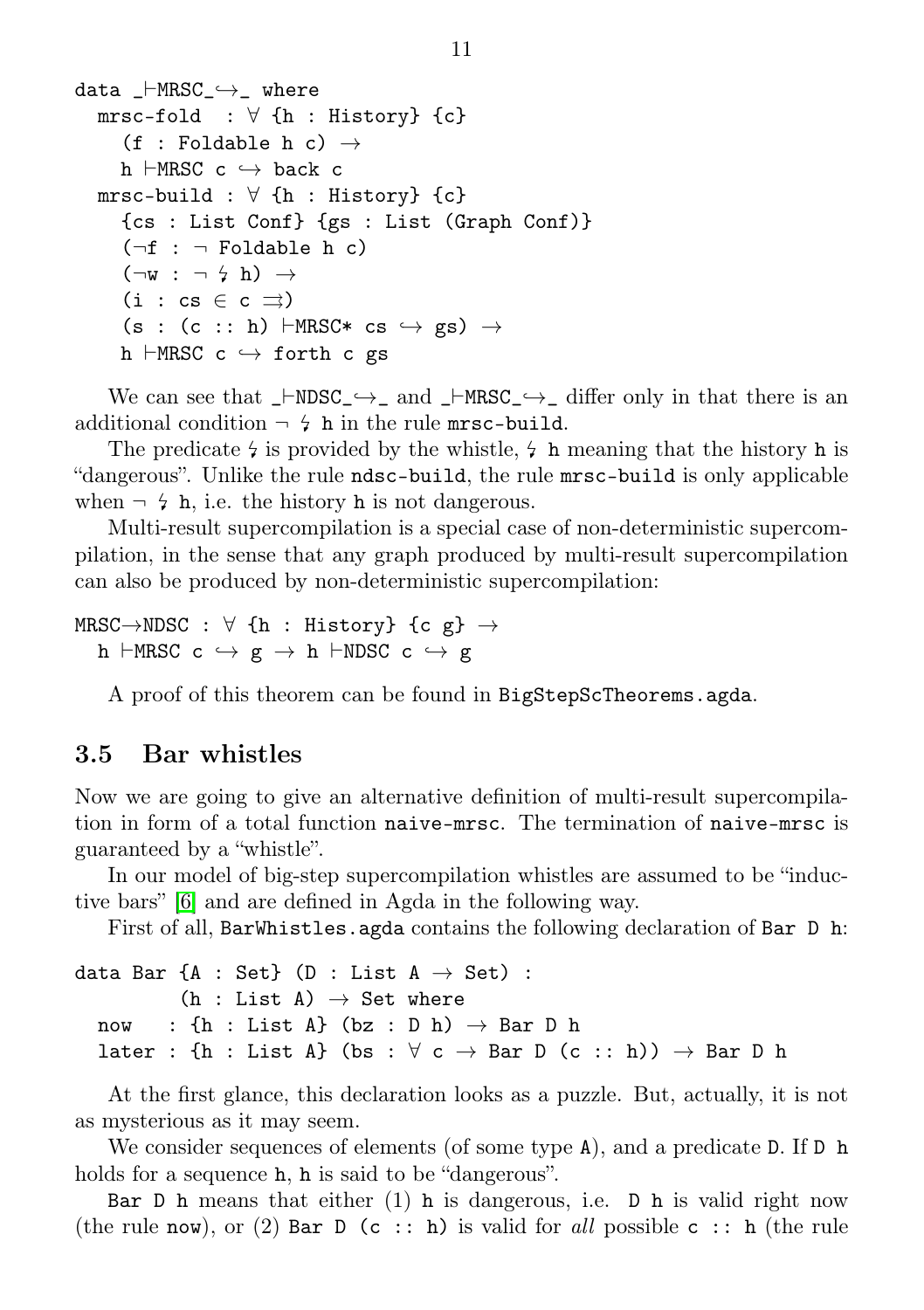```
data _⊢MRSC_↪_ where
  mrsc-fold  : ∀ {h : History} {c}
    (f : Foldable h c) →
    h ⊢MRSC c ↪ back c
  mrsc-build : ∀ {h : History} {c}
    {cs : List Conf} {gs : List (Graph Conf)}
    (¬f : ¬ Foldable h c)
    (¬w : ¬ ↯ h) →
    (i : cs ∈ c ⇉)
    (s : (c :: h) ⊢MRSC* cs ↪ gs) →
    h ⊢MRSC c ↪ forth c gs
```

We can see that `_⊢NDSC_↪_` and `_⊢MRSC_↪_` differ only in that there is an additional condition `¬ ↯ h` in the rule `mrsc-build`.

The predicate `↯` is provided by the whistle, `↯ h` meaning that the history `h` is "dangerous". Unlike the rule `ndsc-build`, the rule `mrsc-build` is only applicable when `¬ ↯ h`, i.e. the history `h` is not dangerous.

Multi-result supercompilation is a special case of non-deterministic supercompilation, in the sense that any graph produced by multi-result supercompilation can also be produced by non-deterministic supercompilation:

```
MRSC→NDSC : ∀ {h : History} {c g} →
  h ⊢MRSC c ↪ g → h ⊢NDSC c ↪ g
```

A proof of this theorem can be found in `BigStepScTheorems.agda`.

## 3.5 Bar whistles

Now we are going to give an alternative definition of multi-result supercompilation in form of a total function `naive-mrsc`. The termination of `naive-mrsc` is guaranteed by a "whistle".

In our model of big-step supercompilation whistles are assumed to be "inductive bars" [6] and are defined in Agda in the following way.

First of all, `BarWhistles.agda` contains the following declaration of `Bar D h`:

```
data Bar {A : Set} (D : List A → Set) :
         (h : List A) → Set where
  now   : {h : List A} (bz : D h) → Bar D h
  later : {h : List A} (bs : ∀ c → Bar D (c :: h)) → Bar D h
```

At the first glance, this declaration looks as a puzzle. But, actually, it is not as mysterious as it may seem.

We consider sequences of elements (of some type `A`), and a predicate `D`. If `D h` holds for a sequence `h`, `h` is said to be "dangerous".

`Bar D h` means that either (1) `h` is dangerous, i.e. `D h` is valid right now (the rule `now`), or (2) `Bar D (c :: h)` is valid for *all* possible `c :: h` (the rule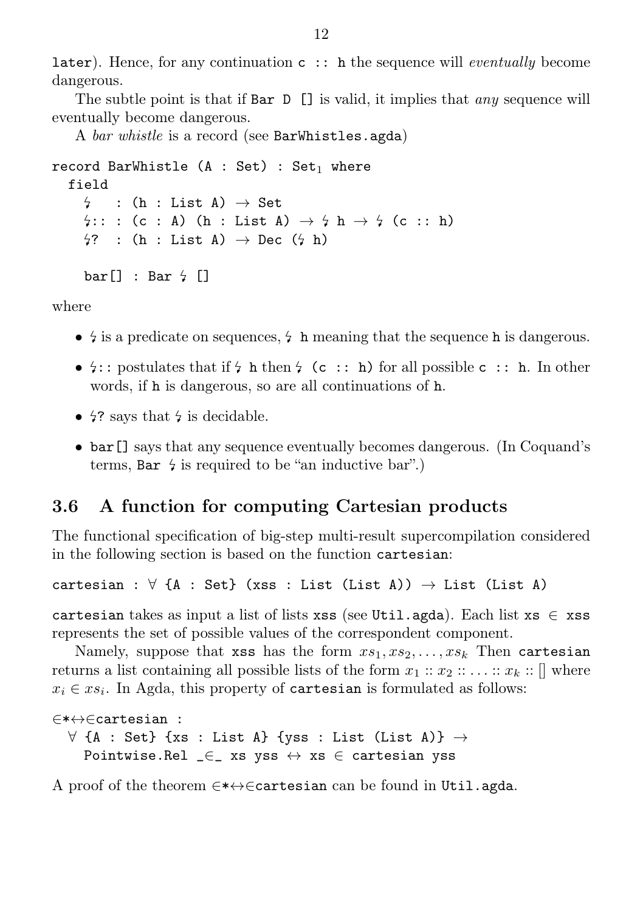later). Hence, for any continuation `c :: h` the sequence will *eventually* become dangerous.

The subtle point is that if `Bar D []` is valid, it implies that *any* sequence will eventually become dangerous.

A *bar whistle* is a record (see `BarWhistles.agda`)

```
record BarWhistle (A : Set) : Set₁ where
  field
    ↯   : (h : List A) → Set
    ↯:: : (c : A) (h : List A) → ↯ h → ↯ (c :: h)
    ↯?  : (h : List A) → Dec (↯ h)

    bar[] : Bar ↯ []
```

where

- `↯` is a predicate on sequences, `↯ h` meaning that the sequence `h` is dangerous.
- `↯::` postulates that if `↯ h` then `↯ (c :: h)` for all possible `c :: h`. In other words, if `h` is dangerous, so are all continuations of `h`.
- `↯?` says that `↯` is decidable.
- `bar[]` says that any sequence eventually becomes dangerous. (In Coquand's terms, `Bar ↯` is required to be "an inductive bar".)

### 3.6 A function for computing Cartesian products

The functional specification of big-step multi-result supercompilation considered in the following section is based on the function `cartesian`:

```
cartesian : ∀ {A : Set} (xss : List (List A)) → List (List A)
```

`cartesian` takes as input a list of lists `xss` (see `Util.agda`). Each list `xs ∈ xss` represents the set of possible values of the correspondent component.

Namely, suppose that `xss` has the form $xs_1, xs_2, \ldots, xs_k$ Then `cartesian` returns a list containing all possible lists of the form $x_1 :: x_2 :: \ldots :: x_k :: []$ where $x_i \in xs_i$. In Agda, this property of `cartesian` is formulated as follows:

```
∈*↔∈cartesian :
  ∀ {A : Set} {xs : List A} {yss : List (List A)} →
    Pointwise.Rel _∈_ xs yss ↔ xs ∈ cartesian yss
```

A proof of the theorem `∈*↔∈cartesian` can be found in `Util.agda`.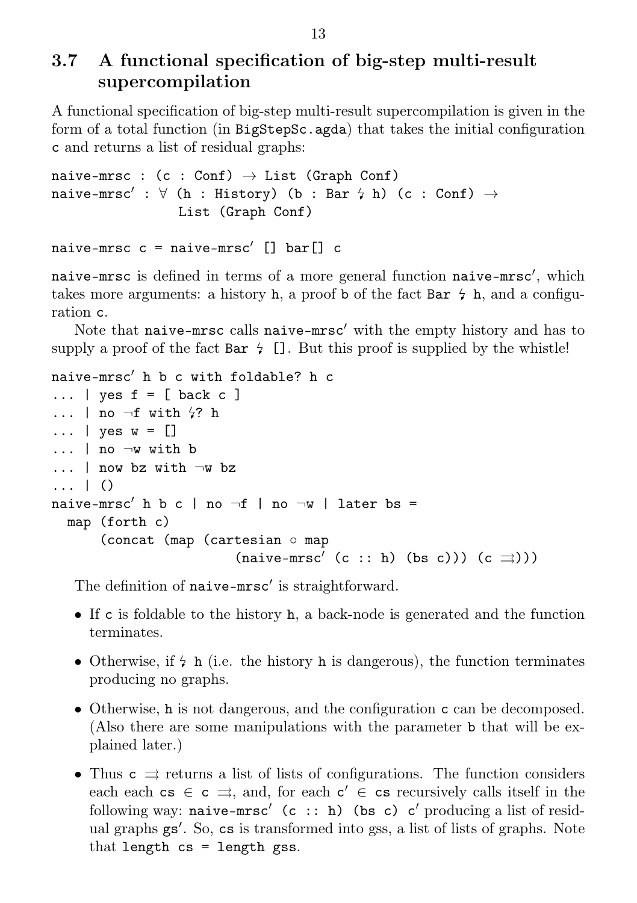## 3.7 A functional specification of big-step multi-result supercompilation

A functional specification of big-step multi-result supercompilation is given in the form of a total function (in `BigStepSc.agda`) that takes the initial configuration `c` and returns a list of residual graphs:

```
naive-mrsc : (c : Conf) → List (Graph Conf)
naive-mrsc′ : ∀ (h : History) (b : Bar ↯ h) (c : Conf) →
                List (Graph Conf)

naive-mrsc c = naive-mrsc′ [] bar[] c
```

`naive-mrsc` is defined in terms of a more general function `naive-mrsc′`, which takes more arguments: a history `h`, a proof `b` of the fact `Bar ↯ h`, and a configuration `c`.

Note that `naive-mrsc` calls `naive-mrsc′` with the empty history and has to supply a proof of the fact `Bar ↯ []`. But this proof is supplied by the whistle!

```
naive-mrsc′ h b c with foldable? h c
... | yes f = [ back c ]
... | no ¬f with ↯? h
... | yes w = []
... | no ¬w with b
... | now bz with ¬w bz
... | ()
naive-mrsc′ h b c | no ¬f | no ¬w | later bs =
  map (forth c)
      (concat (map (cartesian ∘ map
                      (naive-mrsc′ (c :: h) (bs c))) (c ⇉)))
```

The definition of `naive-mrsc′` is straightforward.

- If `c` is foldable to the history `h`, a back-node is generated and the function terminates.
- Otherwise, if `↯ h` (i.e. the history `h` is dangerous), the function terminates producing no graphs.
- Otherwise, `h` is not dangerous, and the configuration `c` can be decomposed. (Also there are some manipulations with the parameter `b` that will be explained later.)
- Thus `c ⇉` returns a list of lists of configurations. The function considers each each `cs ∈ c ⇉`, and, for each `c′ ∈ cs` recursively calls itself in the following way: `naive-mrsc′ (c :: h) (bs c) c′` producing a list of residual graphs `gs′`. So, `cs` is transformed into gss, a list of lists of graphs. Note that `length cs = length gss`.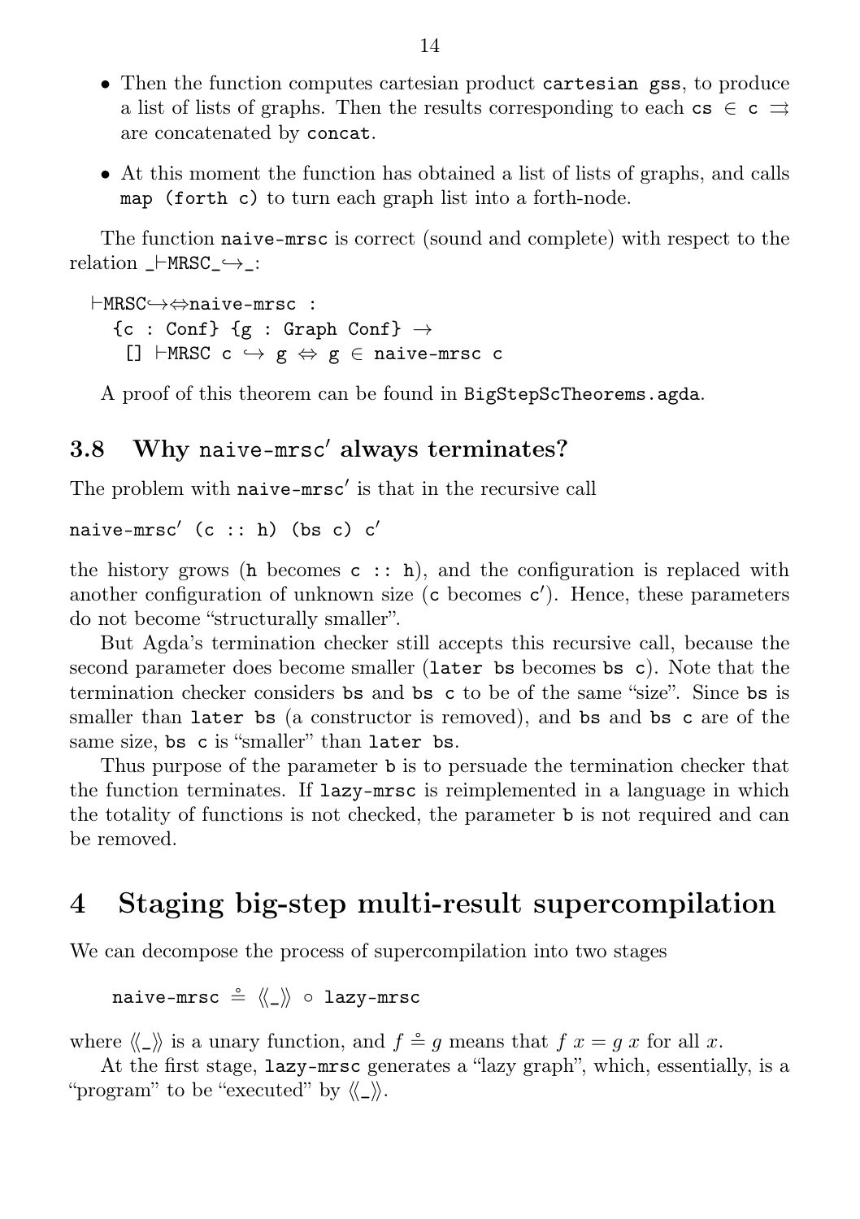- Then the function computes cartesian product `cartesian gss`, to produce a list of lists of graphs. Then the results corresponding to each `cs ∈ c ⇉` are concatenated by `concat`.

- At this moment the function has obtained a list of lists of graphs, and calls `map (forth c)` to turn each graph list into a forth-node.

The function `naive-mrsc` is correct (sound and complete) with respect to the relation `_⊢MRSC_↪_`:

```
⊢MRSC↪⇔naive-mrsc :
  {c : Conf} {g : Graph Conf} →
   [] ⊢MRSC c ↪ g ⇔ g ∈ naive-mrsc c
```

A proof of this theorem can be found in `BigStepScTheorems.agda`.

### 3.8 Why `naive-mrsc′` always terminates?

The problem with `naive-mrsc′` is that in the recursive call

```
naive-mrsc′ (c :: h) (bs c) c′
```

the history grows (`h` becomes `c :: h`), and the configuration is replaced with another configuration of unknown size (`c` becomes `c′`). Hence, these parameters do not become "structurally smaller".

But Agda's termination checker still accepts this recursive call, because the second parameter does become smaller (`later bs` becomes `bs c`). Note that the termination checker considers `bs` and `bs c` to be of the same "size". Since `bs` is smaller than `later bs` (a constructor is removed), and `bs` and `bs c` are of the same size, `bs c` is "smaller" than `later bs`.

Thus purpose of the parameter `b` is to persuade the termination checker that the function terminates. If `lazy-mrsc` is reimplemented in a language in which the totality of functions is not checked, the parameter `b` is not required and can be removed.

# 4 Staging big-step multi-result supercompilation

We can decompose the process of supercompilation into two stages

```
naive-mrsc ≗ ⟪_⟫ ∘ lazy-mrsc
```

where ⟪_⟫ is a unary function, and $f \doteq g$ means that $f\ x = g\ x$ for all $x$.

At the first stage, `lazy-mrsc` generates a "lazy graph", which, essentially, is a "program" to be "executed" by ⟪_⟫.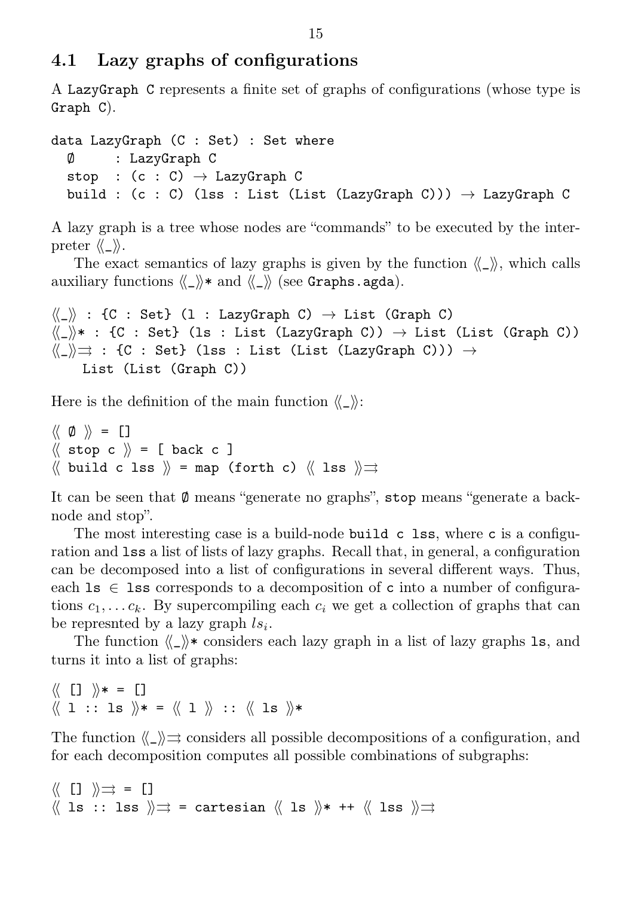## 4.1 Lazy graphs of configurations

A `LazyGraph C` represents a finite set of graphs of configurations (whose type is `Graph C`).

```
data LazyGraph (C : Set) : Set where
  ∅     : LazyGraph C
  stop  : (c : C) → LazyGraph C
  build : (c : C) (lss : List (List (LazyGraph C))) → LazyGraph C
```

A lazy graph is a tree whose nodes are "commands" to be executed by the interpreter ⟪_⟫.

The exact semantics of lazy graphs is given by the function ⟪_⟫, which calls auxiliary functions ⟪_⟫* and ⟪_⟫ (see `Graphs.agda`).

```
⟪_⟫ : {C : Set} (l : LazyGraph C) → List (Graph C)
⟪_⟫* : {C : Set} (ls : List (LazyGraph C)) → List (List (Graph C))
⟪_⟫⇉ : {C : Set} (lss : List (List (LazyGraph C))) →
    List (List (Graph C))
```

Here is the definition of the main function ⟪_⟫:

```
⟪ ∅ ⟫ = []
⟪ stop c ⟫ = [ back c ]
⟪ build c lss ⟫ = map (forth c) ⟪ lss ⟫⇉
```

It can be seen that `∅` means "generate no graphs", `stop` means "generate a back-node and stop".

The most interesting case is a build-node `build c lss`, where `c` is a configuration and `lss` a list of lists of lazy graphs. Recall that, in general, a configuration can be decomposed into a list of configurations in several different ways. Thus, each `ls` ∈ `lss` corresponds to a decomposition of `c` into a number of configurations $c_1, \ldots c_k$. By supercompiling each $c_i$ we get a collection of graphs that can be represnted by a lazy graph $ls_i$.

The function ⟪_⟫* considers each lazy graph in a list of lazy graphs `ls`, and turns it into a list of graphs:

```
⟪ [] ⟫* = []
⟪ l :: ls ⟫* = ⟪ l ⟫ :: ⟪ ls ⟫*
```

The function ⟪_⟫⇉ considers all possible decompositions of a configuration, and for each decomposition computes all possible combinations of subgraphs:

```
⟪ [] ⟫⇉ = []
⟪ ls :: lss ⟫⇉ = cartesian ⟪ ls ⟫* ++ ⟪ lss ⟫⇉
```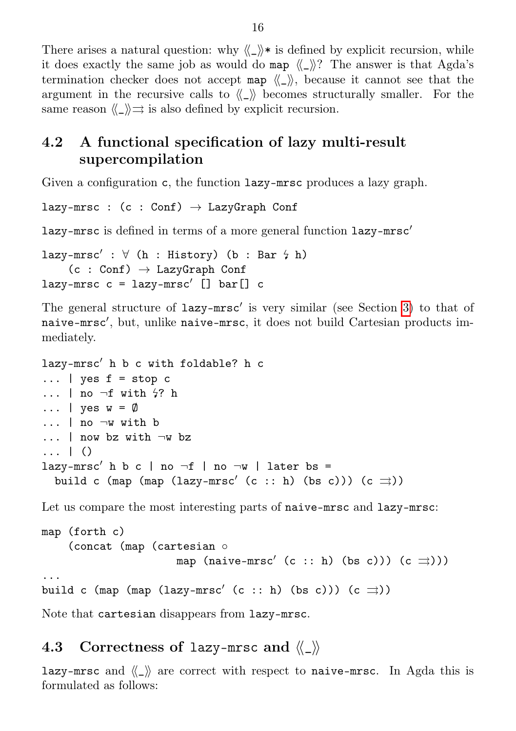There arises a natural question: why ⟪_⟫* is defined by explicit recursion, while it does exactly the same job as would do `map ⟪_⟫`? The answer is that Agda's termination checker does not accept `map ⟪_⟫`, because it cannot see that the argument in the recursive calls to ⟪_⟫ becomes structurally smaller. For the same reason ⟪_⟫⇉ is also defined by explicit recursion.

## 4.2 A functional specification of lazy multi-result supercompilation

Given a configuration `c`, the function `lazy-mrsc` produces a lazy graph.

```
lazy-mrsc : (c : Conf) → LazyGraph Conf
```

`lazy-mrsc` is defined in terms of a more general function `lazy-mrsc′`

```
lazy-mrsc′ : ∀ (h : History) (b : Bar ↯ h)
    (c : Conf) → LazyGraph Conf
lazy-mrsc c = lazy-mrsc′ [] bar[] c
```

The general structure of `lazy-mrsc′` is very similar (see Section 3) to that of `naive-mrsc′`, but, unlike `naive-mrsc`, it does not build Cartesian products immediately.

```
lazy-mrsc′ h b c with foldable? h c
... | yes f = stop c
... | no ¬f with ↯? h
... | yes w = Ø
... | no ¬w with b
... | now bz with ¬w bz
... | ()
lazy-mrsc′ h b c | no ¬f | no ¬w | later bs =
  build c (map (map (lazy-mrsc′ (c :: h) (bs c))) (c ⇉))
```

Let us compare the most interesting parts of `naive-mrsc` and `lazy-mrsc`:

```
map (forth c)
    (concat (map (cartesian ∘
                    map (naive-mrsc′ (c :: h) (bs c))) (c ⇉)))
...
build c (map (map (lazy-mrsc′ (c :: h) (bs c))) (c ⇉))
```

Note that `cartesian` disappears from `lazy-mrsc`.

## 4.3 Correctness of `lazy-mrsc` and ⟪_⟫

`lazy-mrsc` and ⟪_⟫ are correct with respect to `naive-mrsc`. In Agda this is formulated as follows: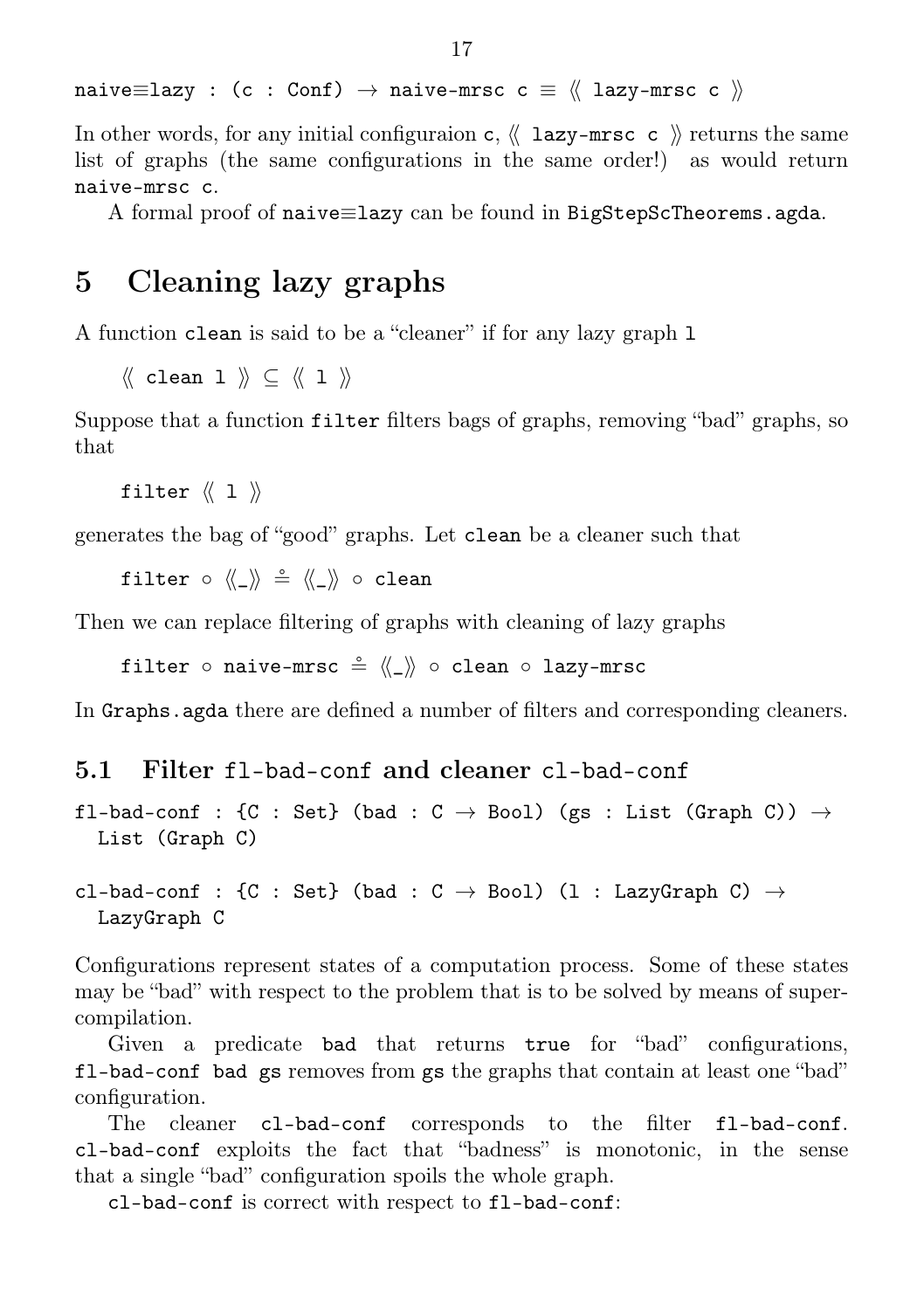```
naive≡lazy : (c : Conf) → naive-mrsc c ≡ ⟪ lazy-mrsc c ⟫
```

In other words, for any initial configuraion `c`, ⟪ `lazy-mrsc c` ⟫ returns the same list of graphs (the same configurations in the same order!) as would return `naive-mrsc c`.

A formal proof of `naive≡lazy` can be found in `BigStepScTheorems.agda`.

# 5 Cleaning lazy graphs

A function `clean` is said to be a "cleaner" if for any lazy graph `l`

```
⟪ clean l ⟫ ⊆ ⟪ l ⟫
```

Suppose that a function `filter` filters bags of graphs, removing "bad" graphs, so that

```
filter ⟪ l ⟫
```

generates the bag of "good" graphs. Let `clean` be a cleaner such that

```
filter ∘ ⟪_⟫ ≗ ⟪_⟫ ∘ clean
```

Then we can replace filtering of graphs with cleaning of lazy graphs

```
filter ∘ naive-mrsc ≗ ⟪_⟫ ∘ clean ∘ lazy-mrsc
```

In `Graphs.agda` there are defined a number of filters and corresponding cleaners.

## 5.1 Filter `fl-bad-conf` and cleaner `cl-bad-conf`

```
fl-bad-conf : {C : Set} (bad : C → Bool) (gs : List (Graph C)) →
  List (Graph C)
```

```
cl-bad-conf : {C : Set} (bad : C → Bool) (l : LazyGraph C) →
  LazyGraph C
```

Configurations represent states of a computation process. Some of these states may be "bad" with respect to the problem that is to be solved by means of supercompilation.

Given a predicate `bad` that returns `true` for "bad" configurations, `fl-bad-conf bad gs` removes from `gs` the graphs that contain at least one "bad" configuration.

The cleaner `cl-bad-conf` corresponds to the filter `fl-bad-conf`. `cl-bad-conf` exploits the fact that "badness" is monotonic, in the sense that a single "bad" configuration spoils the whole graph.

`cl-bad-conf` is correct with respect to `fl-bad-conf`: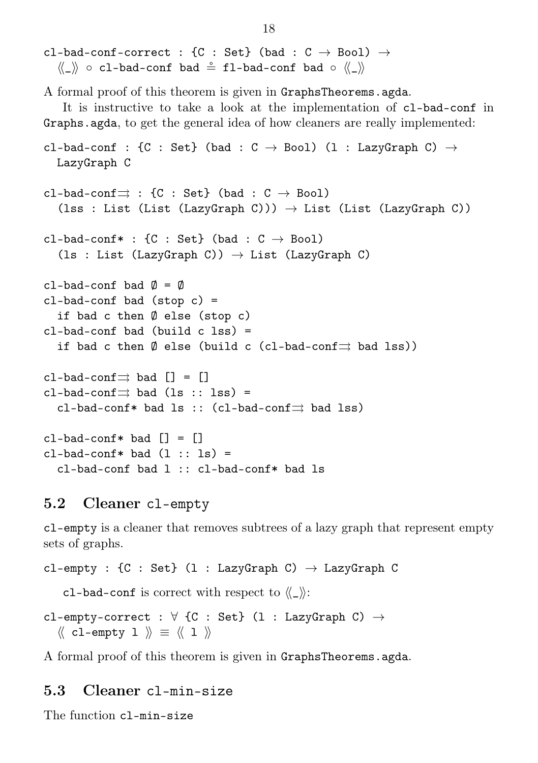```
cl-bad-conf-correct : {C : Set} (bad : C → Bool) →
  ⟪_⟫ ∘ cl-bad-conf bad ≗ fl-bad-conf bad ∘ ⟪_⟫
```

A formal proof of this theorem is given in `GraphsTheorems.agda`.

It is instructive to take a look at the implementation of `cl-bad-conf` in `Graphs.agda`, to get the general idea of how cleaners are really implemented:

```
cl-bad-conf : {C : Set} (bad : C → Bool) (l : LazyGraph C) →
  LazyGraph C

cl-bad-conf⇉ : {C : Set} (bad : C → Bool)
  (lss : List (List (LazyGraph C))) → List (List (LazyGraph C))

cl-bad-conf* : {C : Set} (bad : C → Bool)
  (ls : List (LazyGraph C)) → List (LazyGraph C)

cl-bad-conf bad Ø = Ø
cl-bad-conf bad (stop c) =
  if bad c then Ø else (stop c)
cl-bad-conf bad (build c lss) =
  if bad c then Ø else (build c (cl-bad-conf⇉ bad lss))

cl-bad-conf⇉ bad [] = []
cl-bad-conf⇉ bad (ls :: lss) =
  cl-bad-conf* bad ls :: (cl-bad-conf⇉ bad lss)

cl-bad-conf* bad [] = []
cl-bad-conf* bad (l :: ls) =
  cl-bad-conf bad l :: cl-bad-conf* bad ls
```

## 5.2 Cleaner `cl-empty`

`cl-empty` is a cleaner that removes subtrees of a lazy graph that represent empty sets of graphs.

```
cl-empty : {C : Set} (l : LazyGraph C) → LazyGraph C
```

`cl-bad-conf` is correct with respect to ⟪_⟫:

```
cl-empty-correct : ∀ {C : Set} (l : LazyGraph C) →
  ⟪ cl-empty l ⟫ ≡ ⟪ l ⟫
```

A formal proof of this theorem is given in `GraphsTheorems.agda`.

## 5.3 Cleaner `cl-min-size`

The function `cl-min-size`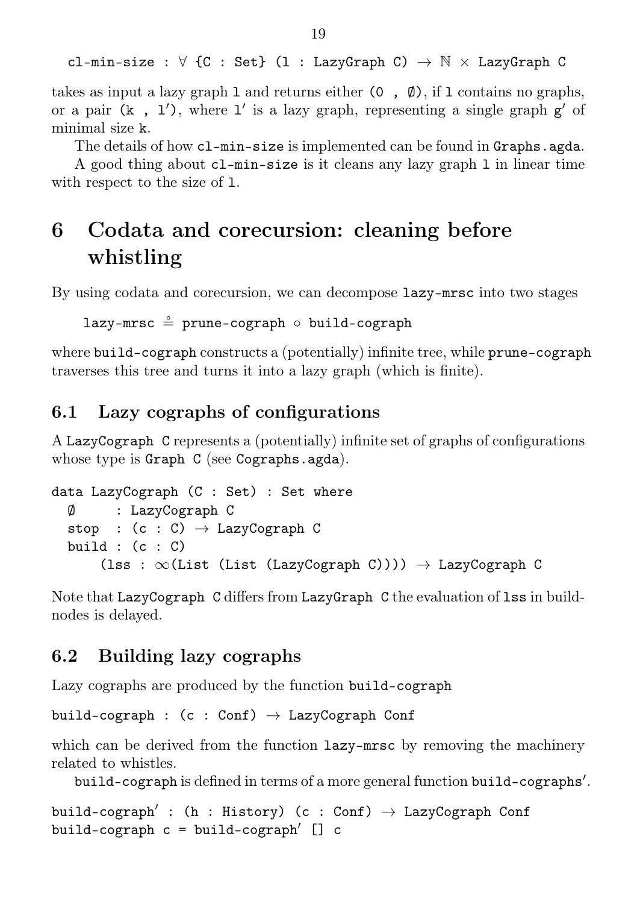```
cl-min-size : ∀ {C : Set} (l : LazyGraph C) → ℕ × LazyGraph C
```

takes as input a lazy graph `l` and returns either `(0 , ∅)`, if `l` contains no graphs, or a pair `(k , l′)`, where `l′` is a lazy graph, representing a single graph `g′` of minimal size `k`.

The details of how `cl-min-size` is implemented can be found in `Graphs.agda`.

A good thing about `cl-min-size` is it cleans any lazy graph `l` in linear time with respect to the size of `l`.

# 6 Codata and corecursion: cleaning before whistling

By using codata and corecursion, we can decompose `lazy-mrsc` into two stages

```
lazy-mrsc ≗ prune-cograph ∘ build-cograph
```

where `build-cograph` constructs a (potentially) infinite tree, while `prune-cograph` traverses this tree and turns it into a lazy graph (which is finite).

## 6.1 Lazy cographs of configurations

A `LazyCograph C` represents a (potentially) infinite set of graphs of configurations whose type is `Graph C` (see `Cographs.agda`).

```
data LazyCograph (C : Set) : Set where
  ∅     : LazyCograph C
  stop  : (c : C) → LazyCograph C
  build : (c : C)
      (lss : ∞(List (List (LazyCograph C)))) → LazyCograph C
```

Note that `LazyCograph C` differs from `LazyGraph C` the evaluation of `lss` in build-nodes is delayed.

## 6.2 Building lazy cographs

Lazy cographs are produced by the function `build-cograph`

```
build-cograph : (c : Conf) → LazyCograph Conf
```

which can be derived from the function `lazy-mrsc` by removing the machinery related to whistles.

`build-cograph` is defined in terms of a more general function `build-cographs′`.

```
build-cograph′ : (h : History) (c : Conf) → LazyCograph Conf
build-cograph c = build-cograph′ [] c
```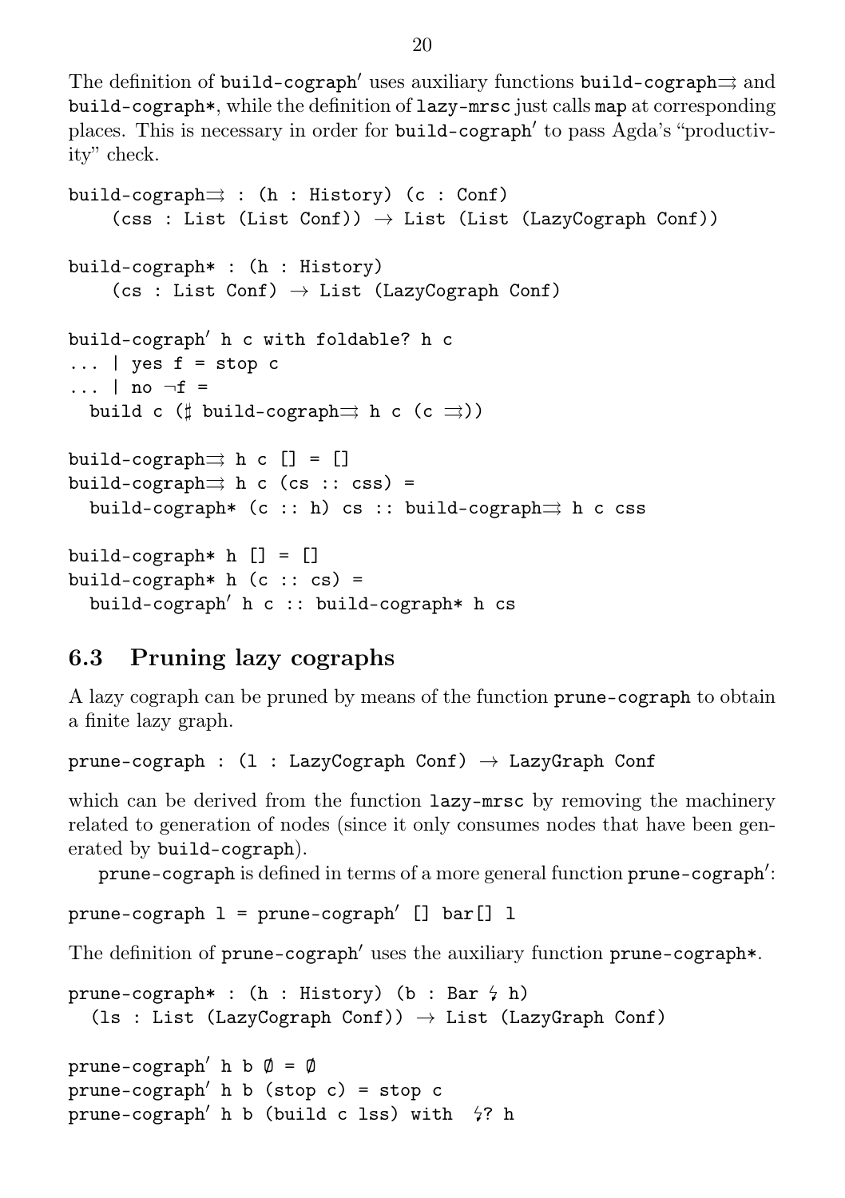The definition of build-cograph′ uses auxiliary functions build-cograph⇉ and build-cograph*, while the definition of lazy-mrsc just calls map at corresponding places. This is necessary in order for build-cograph′ to pass Agda's "productivity" check.

```
build-cograph⇉ : (h : History) (c : Conf)
    (css : List (List Conf)) → List (List (LazyCograph Conf))

build-cograph* : (h : History)
    (cs : List Conf) → List (LazyCograph Conf)

build-cograph′ h c with foldable? h c
... | yes f = stop c
... | no ¬f =
  build c (♯ build-cograph⇉ h c (c ⇉))

build-cograph⇉ h c [] = []
build-cograph⇉ h c (cs :: css) =
  build-cograph* (c :: h) cs :: build-cograph⇉ h c css

build-cograph* h [] = []
build-cograph* h (c :: cs) =
  build-cograph′ h c :: build-cograph* h cs
```

### 6.3 Pruning lazy cographs

A lazy cograph can be pruned by means of the function prune-cograph to obtain a finite lazy graph.

```
prune-cograph : (l : LazyCograph Conf) → LazyGraph Conf
```

which can be derived from the function lazy-mrsc by removing the machinery related to generation of nodes (since it only consumes nodes that have been generated by build-cograph).

prune-cograph is defined in terms of a more general function prune-cograph′:

```
prune-cograph l = prune-cograph′ [] bar[] l
```

The definition of prune-cograph′ uses the auxiliary function prune-cograph*.

```
prune-cograph* : (h : History) (b : Bar ↯ h)
  (ls : List (LazyCograph Conf)) → List (LazyGraph Conf)

prune-cograph′ h b ∅ = ∅
prune-cograph′ h b (stop c) = stop c
prune-cograph′ h b (build c lss) with  ↯? h
```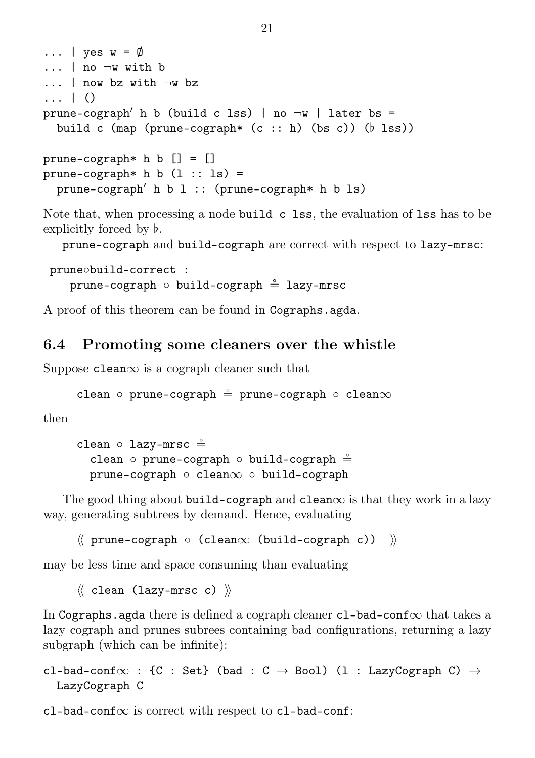```
... | yes w = ∅
... | no ¬w with b
... | now bz with ¬w bz
... | ()
prune-cograph′ h b (build c lss) | no ¬w | later bs =
  build c (map (prune-cograph* (c :: h) (bs c)) (♭ lss))

prune-cograph* h b [] = []
prune-cograph* h b (l :: ls) =
  prune-cograph′ h b l :: (prune-cograph* h b ls)
```

Note that, when processing a node `build c lss`, the evaluation of `lss` has to be explicitly forced by ♭.

`prune-cograph` and `build-cograph` are correct with respect to `lazy-mrsc`:

```
prune∘build-correct :
  prune-cograph ∘ build-cograph ≗ lazy-mrsc
```

A proof of this theorem can be found in `Cographs.agda`.

## 6.4 Promoting some cleaners over the whistle

Suppose `clean∞` is a cograph cleaner such that

```
clean ∘ prune-cograph ≗ prune-cograph ∘ clean∞
```

then

```
clean ∘ lazy-mrsc ≗
  clean ∘ prune-cograph ∘ build-cograph ≗
  prune-cograph ∘ clean∞ ∘ build-cograph
```

The good thing about `build-cograph` and `clean∞` is that they work in a lazy way, generating subtrees by demand. Hence, evaluating

```
⟪ prune-cograph ∘ (clean∞ (build-cograph c)) ⟫
```

may be less time and space consuming than evaluating

```
⟪ clean (lazy-mrsc c) ⟫
```

In `Cographs.agda` there is defined a cograph cleaner `cl-bad-conf∞` that takes a lazy cograph and prunes subrees containing bad configurations, returning a lazy subgraph (which can be infinite):

```
cl-bad-conf∞ : {C : Set} (bad : C → Bool) (l : LazyCograph C) →
  LazyCograph C
```

`cl-bad-conf∞` is correct with respect to `cl-bad-conf`: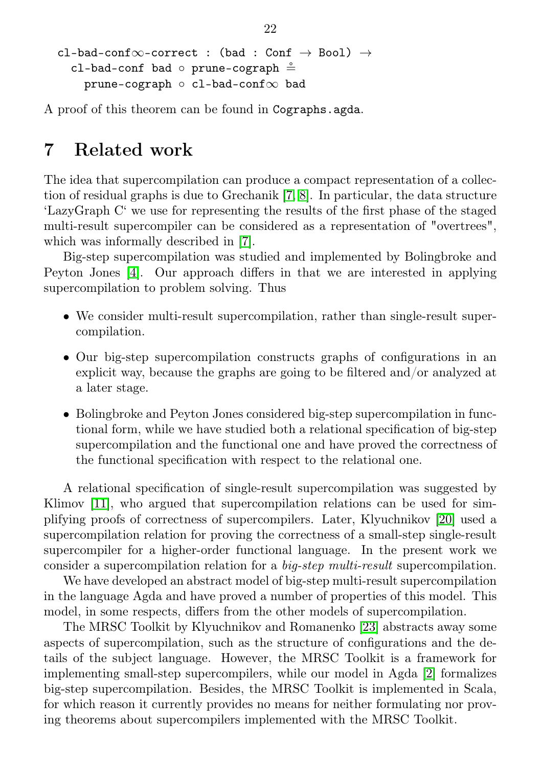```
cl-bad-conf∞-correct : (bad : Conf → Bool) →
  cl-bad-conf bad ∘ prune-cograph ≗
    prune-cograph ∘ cl-bad-conf∞ bad
```

A proof of this theorem can be found in `Cographs.agda`.

# 7 Related work

The idea that supercompilation can produce a compact representation of a collection of residual graphs is due to Grechanik [7,8]. In particular, the data structure 'LazyGraph C' we use for representing the results of the first phase of the staged multi-result supercompiler can be considered as a representation of "overtrees", which was informally described in [7].

Big-step supercompilation was studied and implemented by Bolingbroke and Peyton Jones [4]. Our approach differs in that we are interested in applying supercompilation to problem solving. Thus

- We consider multi-result supercompilation, rather than single-result supercompilation.
- Our big-step supercompilation constructs graphs of configurations in an explicit way, because the graphs are going to be filtered and/or analyzed at a later stage.
- Bolingbroke and Peyton Jones considered big-step supercompilation in functional form, while we have studied both a relational specification of big-step supercompilation and the functional one and have proved the correctness of the functional specification with respect to the relational one.

A relational specification of single-result supercompilation was suggested by Klimov [11], who argued that supercompilation relations can be used for simplifying proofs of correctness of supercompilers. Later, Klyuchnikov [20] used a supercompilation relation for proving the correctness of a small-step single-result supercompiler for a higher-order functional language. In the present work we consider a supercompilation relation for a *big-step multi-result* supercompilation.

We have developed an abstract model of big-step multi-result supercompilation in the language Agda and have proved a number of properties of this model. This model, in some respects, differs from the other models of supercompilation.

The MRSC Toolkit by Klyuchnikov and Romanenko [23] abstracts away some aspects of supercompilation, such as the structure of configurations and the details of the subject language. However, the MRSC Toolkit is a framework for implementing small-step supercompilers, while our model in Agda [2] formalizes big-step supercompilation. Besides, the MRSC Toolkit is implemented in Scala, for which reason it currently provides no means for neither formulating nor proving theorems about supercompilers implemented with the MRSC Toolkit.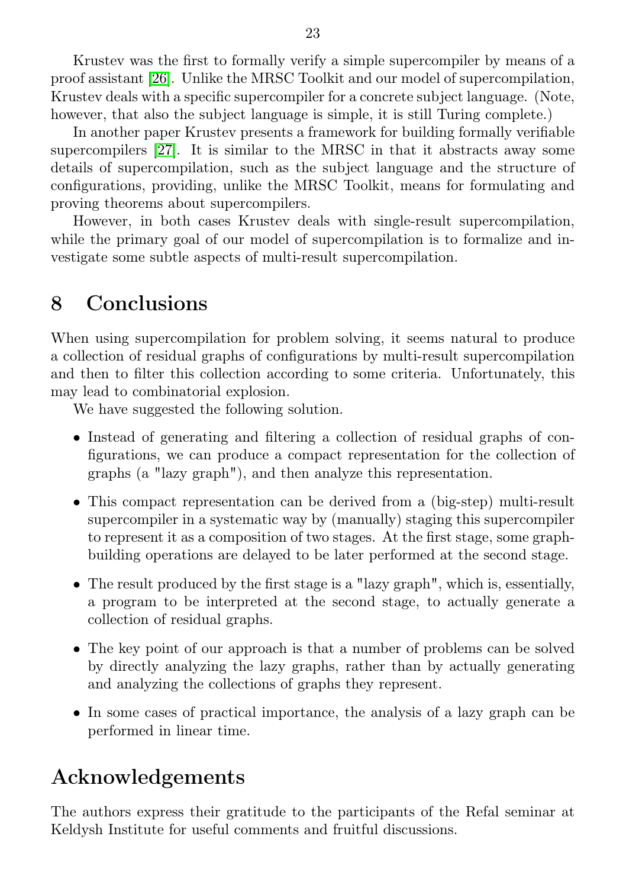Krustev was the first to formally verify a simple supercompiler by means of a proof assistant [26]. Unlike the MRSC Toolkit and our model of supercompilation, Krustev deals with a specific supercompiler for a concrete subject language. (Note, however, that also the subject language is simple, it is still Turing complete.)

In another paper Krustev presents a framework for building formally verifiable supercompilers [27]. It is similar to the MRSC in that it abstracts away some details of supercompilation, such as the subject language and the structure of configurations, providing, unlike the MRSC Toolkit, means for formulating and proving theorems about supercompilers.

However, in both cases Krustev deals with single-result supercompilation, while the primary goal of our model of supercompilation is to formalize and investigate some subtle aspects of multi-result supercompilation.

# 8 Conclusions

When using supercompilation for problem solving, it seems natural to produce a collection of residual graphs of configurations by multi-result supercompilation and then to filter this collection according to some criteria. Unfortunately, this may lead to combinatorial explosion.

We have suggested the following solution.

- Instead of generating and filtering a collection of residual graphs of configurations, we can produce a compact representation for the collection of graphs (a "lazy graph"), and then analyze this representation.
- This compact representation can be derived from a (big-step) multi-result supercompiler in a systematic way by (manually) staging this supercompiler to represent it as a composition of two stages. At the first stage, some graph-building operations are delayed to be later performed at the second stage.
- The result produced by the first stage is a "lazy graph", which is, essentially, a program to be interpreted at the second stage, to actually generate a collection of residual graphs.
- The key point of our approach is that a number of problems can be solved by directly analyzing the lazy graphs, rather than by actually generating and analyzing the collections of graphs they represent.
- In some cases of practical importance, the analysis of a lazy graph can be performed in linear time.

# Acknowledgements

The authors express their gratitude to the participants of the Refal seminar at Keldysh Institute for useful comments and fruitful discussions.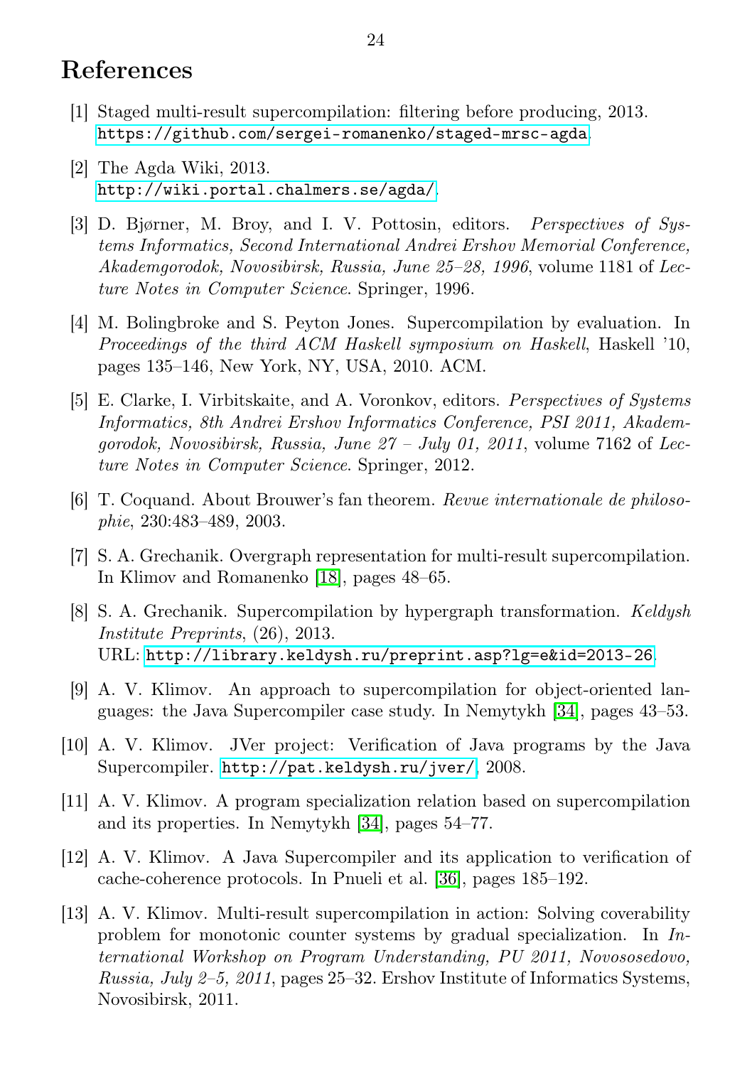# References

[1] Staged multi-result supercompilation: filtering before producing, 2013. https://github.com/sergei-romanenko/staged-mrsc-agda.

[2] The Agda Wiki, 2013. http://wiki.portal.chalmers.se/agda/.

[3] D. Bjørner, M. Broy, and I. V. Pottosin, editors. *Perspectives of Systems Informatics, Second International Andrei Ershov Memorial Conference, Akademgorodok, Novosibirsk, Russia, June 25–28, 1996*, volume 1181 of *Lecture Notes in Computer Science*. Springer, 1996.

[4] M. Bolingbroke and S. Peyton Jones. Supercompilation by evaluation. In *Proceedings of the third ACM Haskell symposium on Haskell*, Haskell '10, pages 135–146, New York, NY, USA, 2010. ACM.

[5] E. Clarke, I. Virbitskaite, and A. Voronkov, editors. *Perspectives of Systems Informatics, 8th Andrei Ershov Informatics Conference, PSI 2011, Akademgorodok, Novosibirsk, Russia, June 27 – July 01, 2011*, volume 7162 of *Lecture Notes in Computer Science*. Springer, 2012.

[6] T. Coquand. About Brouwer's fan theorem. *Revue internationale de philosophie*, 230:483–489, 2003.

[7] S. A. Grechanik. Overgraph representation for multi-result supercompilation. In Klimov and Romanenko [18], pages 48–65.

[8] S. A. Grechanik. Supercompilation by hypergraph transformation. *Keldysh Institute Preprints*, (26), 2013. URL: http://library.keldysh.ru/preprint.asp?lg=e&id=2013-26.

[9] A. V. Klimov. An approach to supercompilation for object-oriented languages: the Java Supercompiler case study. In Nemytykh [34], pages 43–53.

[10] A. V. Klimov. JVer project: Verification of Java programs by the Java Supercompiler. http://pat.keldysh.ru/jver/, 2008.

[11] A. V. Klimov. A program specialization relation based on supercompilation and its properties. In Nemytykh [34], pages 54–77.

[12] A. V. Klimov. A Java Supercompiler and its application to verification of cache-coherence protocols. In Pnueli et al. [36], pages 185–192.

[13] A. V. Klimov. Multi-result supercompilation in action: Solving coverability problem for monotonic counter systems by gradual specialization. In *International Workshop on Program Understanding, PU 2011, Novososedovo, Russia, July 2–5, 2011*, pages 25–32. Ershov Institute of Informatics Systems, Novosibirsk, 2011.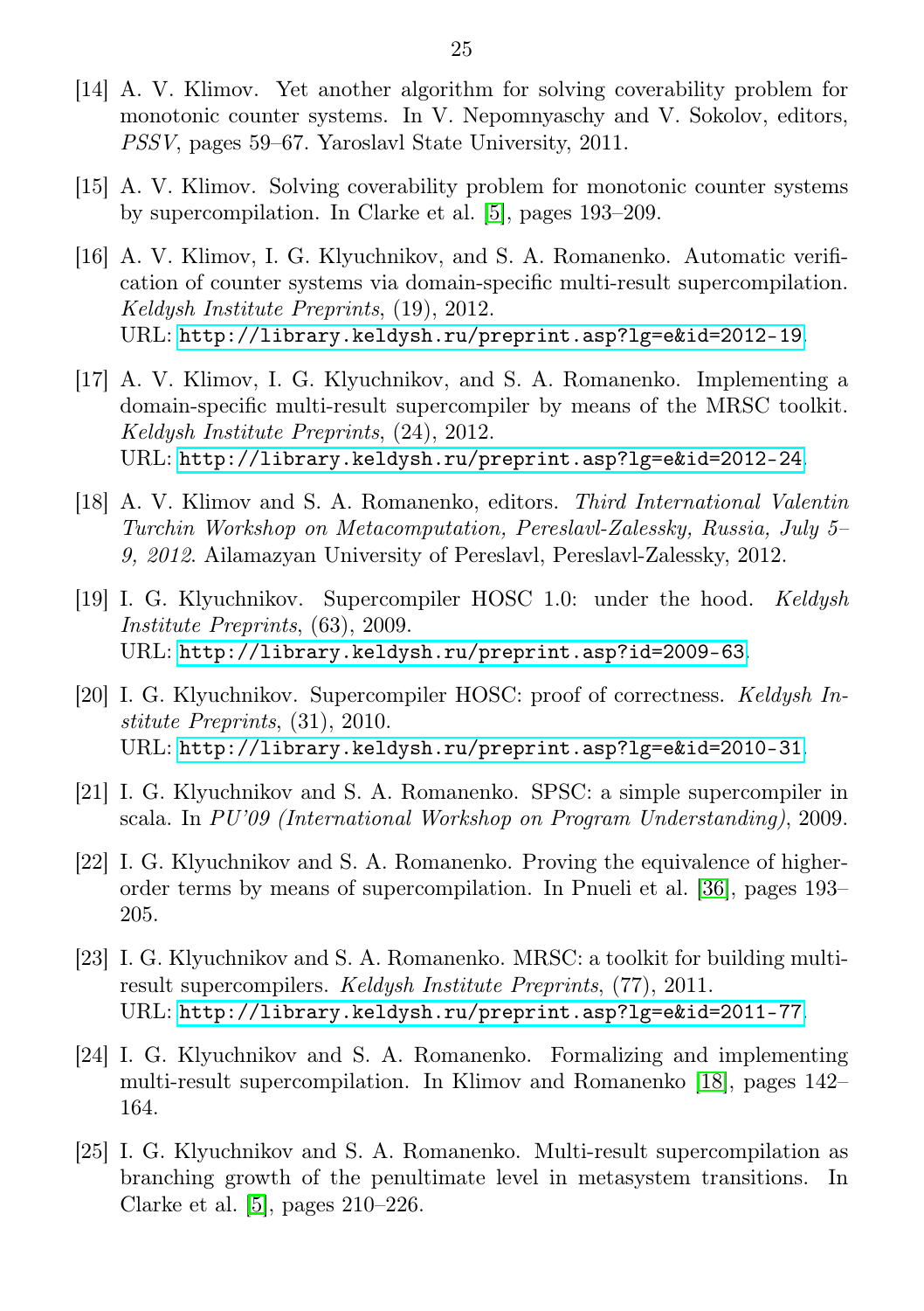[14] A. V. Klimov. Yet another algorithm for solving coverability problem for monotonic counter systems. In V. Nepomnyaschy and V. Sokolov, editors, *PSSV*, pages 59–67. Yaroslavl State University, 2011.

[15] A. V. Klimov. Solving coverability problem for monotonic counter systems by supercompilation. In Clarke et al. [5], pages 193–209.

[16] A. V. Klimov, I. G. Klyuchnikov, and S. A. Romanenko. Automatic verification of counter systems via domain-specific multi-result supercompilation. *Keldysh Institute Preprints*, (19), 2012.
URL: http://library.keldysh.ru/preprint.asp?lg=e&id=2012-19.

[17] A. V. Klimov, I. G. Klyuchnikov, and S. A. Romanenko. Implementing a domain-specific multi-result supercompiler by means of the MRSC toolkit. *Keldysh Institute Preprints*, (24), 2012.
URL: http://library.keldysh.ru/preprint.asp?lg=e&id=2012-24.

[18] A. V. Klimov and S. A. Romanenko, editors. *Third International Valentin Turchin Workshop on Metacomputation, Pereslavl-Zalessky, Russia, July 5–9, 2012*. Ailamazyan University of Pereslavl, Pereslavl-Zalessky, 2012.

[19] I. G. Klyuchnikov. Supercompiler HOSC 1.0: under the hood. *Keldysh Institute Preprints*, (63), 2009.
URL: http://library.keldysh.ru/preprint.asp?id=2009-63.

[20] I. G. Klyuchnikov. Supercompiler HOSC: proof of correctness. *Keldysh Institute Preprints*, (31), 2010.
URL: http://library.keldysh.ru/preprint.asp?lg=e&id=2010-31.

[21] I. G. Klyuchnikov and S. A. Romanenko. SPSC: a simple supercompiler in scala. In *PU'09 (International Workshop on Program Understanding)*, 2009.

[22] I. G. Klyuchnikov and S. A. Romanenko. Proving the equivalence of higher-order terms by means of supercompilation. In Pnueli et al. [36], pages 193–205.

[23] I. G. Klyuchnikov and S. A. Romanenko. MRSC: a toolkit for building multi-result supercompilers. *Keldysh Institute Preprints*, (77), 2011.
URL: http://library.keldysh.ru/preprint.asp?lg=e&id=2011-77.

[24] I. G. Klyuchnikov and S. A. Romanenko. Formalizing and implementing multi-result supercompilation. In Klimov and Romanenko [18], pages 142–164.

[25] I. G. Klyuchnikov and S. A. Romanenko. Multi-result supercompilation as branching growth of the penultimate level in metasystem transitions. In Clarke et al. [5], pages 210–226.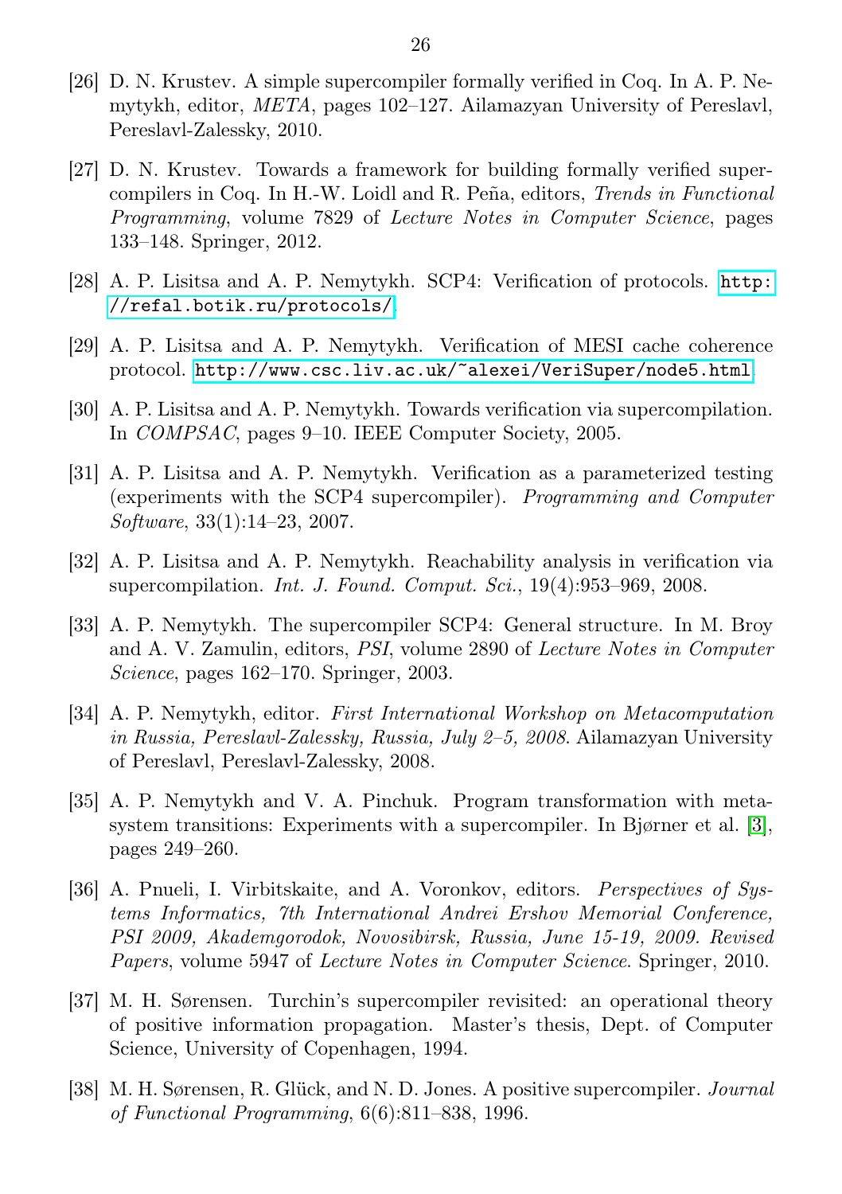[26] D. N. Krustev. A simple supercompiler formally verified in Coq. In A. P. Nemytykh, editor, *META*, pages 102–127. Ailamazyan University of Pereslavl, Pereslavl-Zalessky, 2010.

[27] D. N. Krustev. Towards a framework for building formally verified supercompilers in Coq. In H.-W. Loidl and R. Peña, editors, *Trends in Functional Programming*, volume 7829 of *Lecture Notes in Computer Science*, pages 133–148. Springer, 2012.

[28] A. P. Lisitsa and A. P. Nemytykh. SCP4: Verification of protocols. `http://refal.botik.ru/protocols/`.

[29] A. P. Lisitsa and A. P. Nemytykh. Verification of MESI cache coherence protocol. `http://www.csc.liv.ac.uk/~alexei/VeriSuper/node5.html`.

[30] A. P. Lisitsa and A. P. Nemytykh. Towards verification via supercompilation. In *COMPSAC*, pages 9–10. IEEE Computer Society, 2005.

[31] A. P. Lisitsa and A. P. Nemytykh. Verification as a parameterized testing (experiments with the SCP4 supercompiler). *Programming and Computer Software*, 33(1):14–23, 2007.

[32] A. P. Lisitsa and A. P. Nemytykh. Reachability analysis in verification via supercompilation. *Int. J. Found. Comput. Sci.*, 19(4):953–969, 2008.

[33] A. P. Nemytykh. The supercompiler SCP4: General structure. In M. Broy and A. V. Zamulin, editors, *PSI*, volume 2890 of *Lecture Notes in Computer Science*, pages 162–170. Springer, 2003.

[34] A. P. Nemytykh, editor. *First International Workshop on Metacomputation in Russia, Pereslavl-Zalessky, Russia, July 2–5, 2008*. Ailamazyan University of Pereslavl, Pereslavl-Zalessky, 2008.

[35] A. P. Nemytykh and V. A. Pinchuk. Program transformation with metasystem transitions: Experiments with a supercompiler. In Bjørner et al. [3], pages 249–260.

[36] A. Pnueli, I. Virbitskaite, and A. Voronkov, editors. *Perspectives of Systems Informatics, 7th International Andrei Ershov Memorial Conference, PSI 2009, Akademgorodok, Novosibirsk, Russia, June 15-19, 2009. Revised Papers*, volume 5947 of *Lecture Notes in Computer Science*. Springer, 2010.

[37] M. H. Sørensen. Turchin's supercompiler revisited: an operational theory of positive information propagation. Master's thesis, Dept. of Computer Science, University of Copenhagen, 1994.

[38] M. H. Sørensen, R. Glück, and N. D. Jones. A positive supercompiler. *Journal of Functional Programming*, 6(6):811–838, 1996.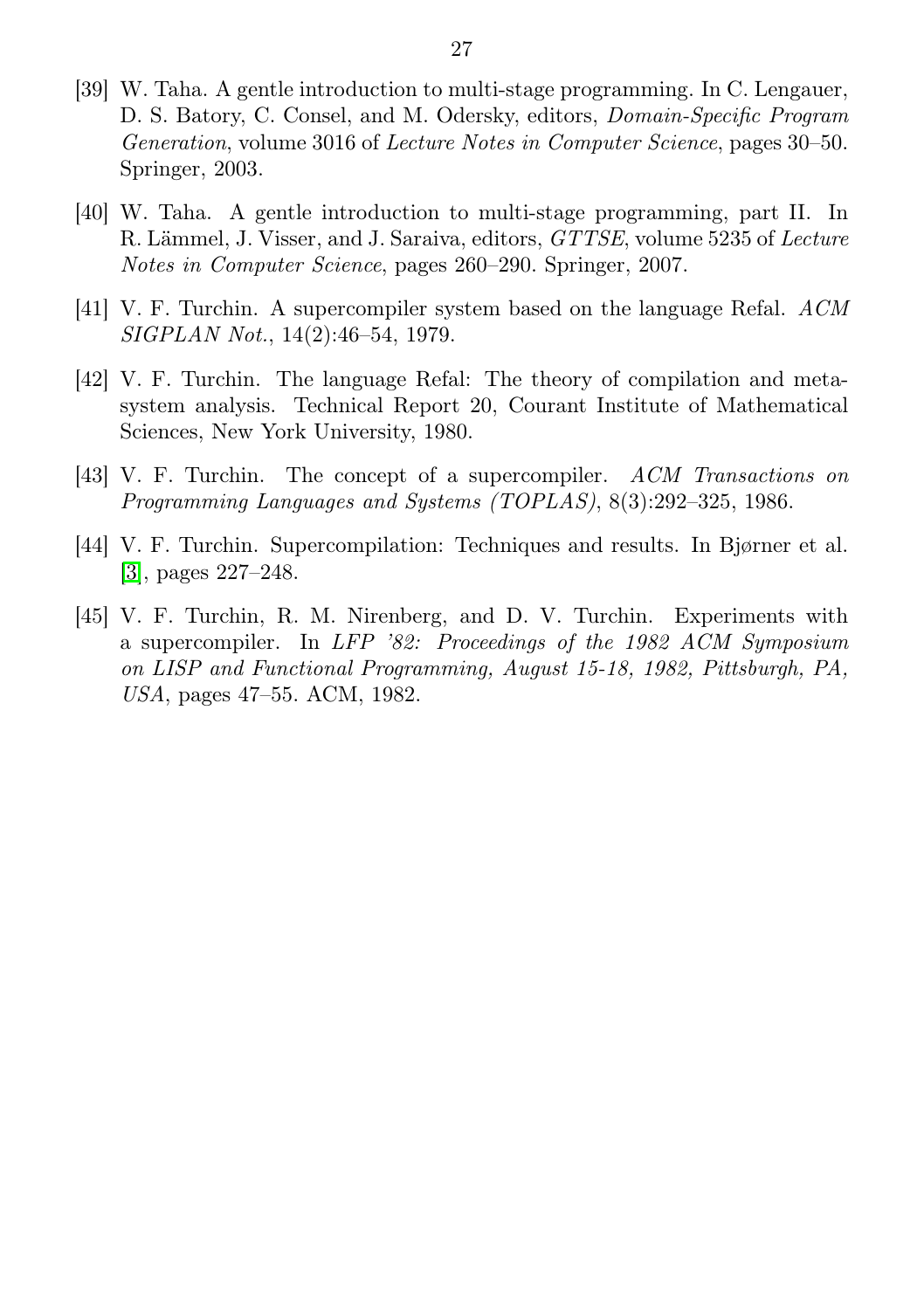[39] W. Taha. A gentle introduction to multi-stage programming. In C. Lengauer, D. S. Batory, C. Consel, and M. Odersky, editors, *Domain-Specific Program Generation*, volume 3016 of *Lecture Notes in Computer Science*, pages 30–50. Springer, 2003.

[40] W. Taha. A gentle introduction to multi-stage programming, part II. In R. Lämmel, J. Visser, and J. Saraiva, editors, *GTTSE*, volume 5235 of *Lecture Notes in Computer Science*, pages 260–290. Springer, 2007.

[41] V. F. Turchin. A supercompiler system based on the language Refal. *ACM SIGPLAN Not.*, 14(2):46–54, 1979.

[42] V. F. Turchin. The language Refal: The theory of compilation and metasystem analysis. Technical Report 20, Courant Institute of Mathematical Sciences, New York University, 1980.

[43] V. F. Turchin. The concept of a supercompiler. *ACM Transactions on Programming Languages and Systems (TOPLAS)*, 8(3):292–325, 1986.

[44] V. F. Turchin. Supercompilation: Techniques and results. In Bjørner et al. [3], pages 227–248.

[45] V. F. Turchin, R. M. Nirenberg, and D. V. Turchin. Experiments with a supercompiler. In *LFP '82: Proceedings of the 1982 ACM Symposium on LISP and Functional Programming, August 15-18, 1982, Pittsburgh, PA, USA*, pages 47–55. ACM, 1982.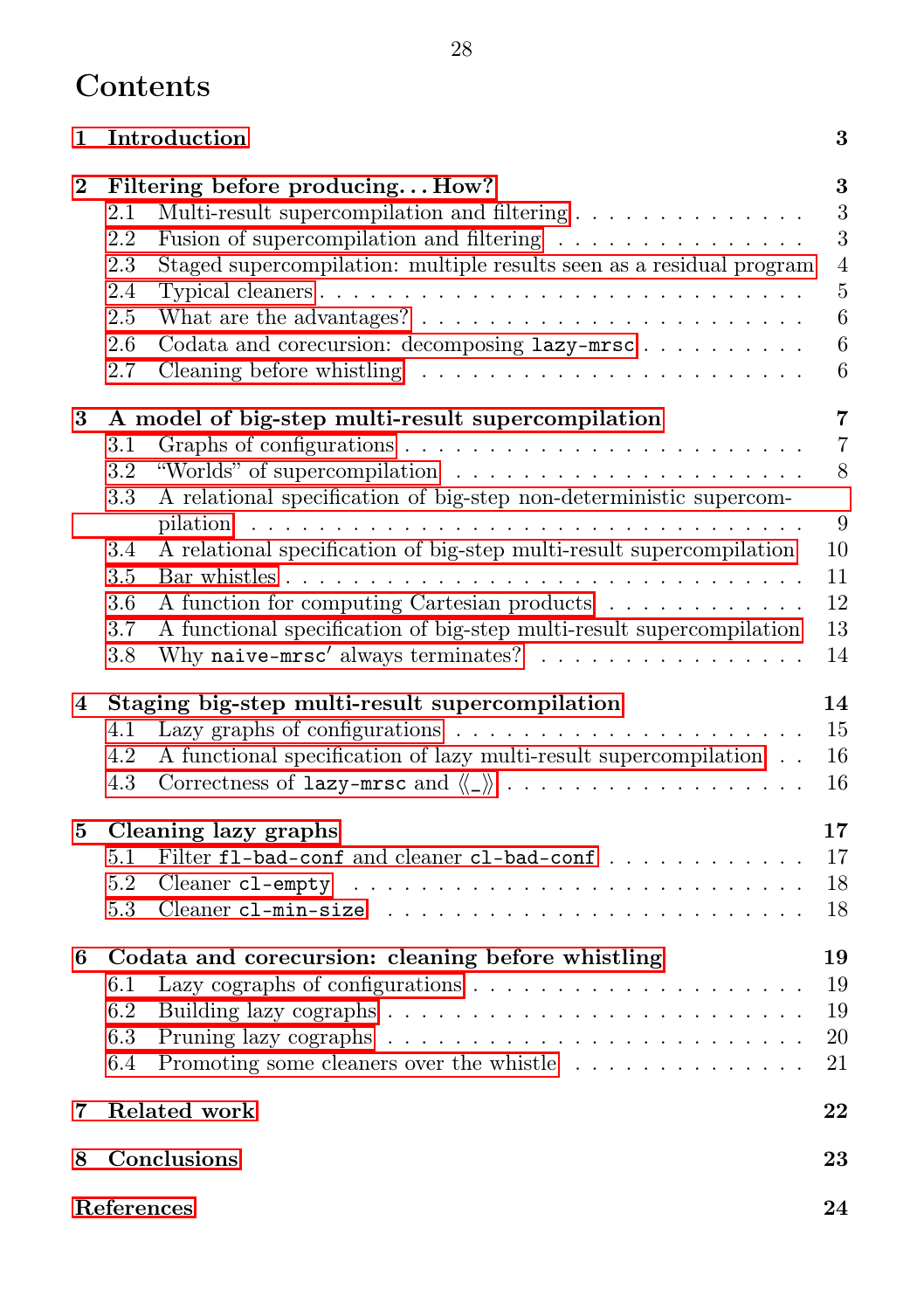# Contents

**1 Introduction** **3**

**2 Filtering before producing... How?** **3**

- 2.1 Multi-result supercompilation and filtering . . . 3
- 2.2 Fusion of supercompilation and filtering . . . 3
- 2.3 Staged supercompilation: multiple results seen as a residual program 4
- 2.4 Typical cleaners . . . 5
- 2.5 What are the advantages? . . . 6
- 2.6 Codata and corecursion: decomposing `lazy-mrsc` . . . 6
- 2.7 Cleaning before whistling . . . 6

**3 A model of big-step multi-result supercompilation** **7**

- 3.1 Graphs of configurations . . . 7
- 3.2 "Worlds" of supercompilation . . . 8
- 3.3 A relational specification of big-step non-deterministic supercompilation . . . 9
- 3.4 A relational specification of big-step multi-result supercompilation 10
- 3.5 Bar whistles . . . 11
- 3.6 A function for computing Cartesian products . . . 12
- 3.7 A functional specification of big-step multi-result supercompilation 13
- 3.8 Why `naive-mrsc′` always terminates? . . . 14

**4 Staging big-step multi-result supercompilation** **14**

- 4.1 Lazy graphs of configurations . . . 15
- 4.2 A functional specification of lazy multi-result supercompilation . . 16
- 4.3 Correctness of `lazy-mrsc` and ⟪_⟫ . . . 16

**5 Cleaning lazy graphs** **17**

- 5.1 Filter `fl-bad-conf` and cleaner `cl-bad-conf` . . . 17
- 5.2 Cleaner `cl-empty` . . . 18
- 5.3 Cleaner `cl-min-size` . . . 18

**6 Codata and corecursion: cleaning before whistling** **19**

- 6.1 Lazy cographs of configurations . . . 19
- 6.2 Building lazy cographs . . . 19
- 6.3 Pruning lazy cographs . . . 20
- 6.4 Promoting some cleaners over the whistle . . . 21

**7 Related work** **22**

**8 Conclusions** **23**

**References** **24**